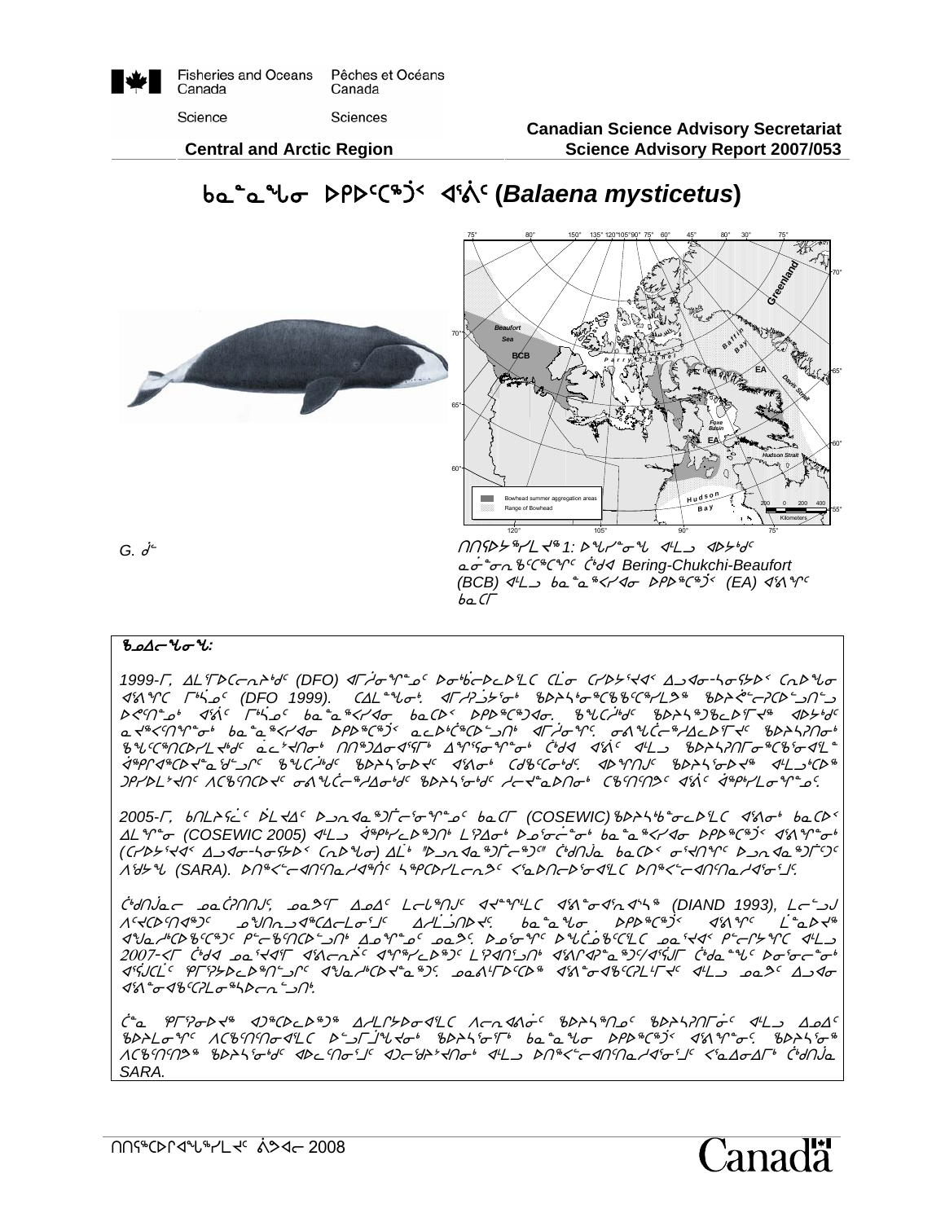Fisheries and Oceans Canada / Pêches et Océans Canada

Science / Sciences

Central and Arctic Region

Canadian Science Advisory Secretariat
Science Advisory Report 2007/053

# ᑲᓇᓐᓇᖓᓂ ᐅᑭᐅᑦᑕᖅᑑᑉ ᐊᕐᕈᑦ (*Balaena mysticetus*)

G. ᓅᓪ

ᑎᑎᕋᐅᓯᖅᓯᒪᔪᖅ 1: ᐅᖓᓯᓐᓂᖓ ᐊᒻᒪᓗ ᐊᐅᔭᒃᑯᑦ ᓇᓃᓐᓂᕆᑦᑕᖅᑕᖏᑦ ᑖᒃᑯᐊ Bering-Chukchi-Beaufort (BCB) ᐊᒻᒪᓗ ᑲᓇᓐᓇᖅᐸᓯᐊᓂ ᐅᑭᐅᖅᑕᖅᑑᑉ (EA) ᐊᕐᕌᖏᑦ ᑲᓇᑕᒥ

**ᖃᓄᐃᓕᖓᓂᖓ:**

1999-ᒥ, ᐃᒪᕐᒥᐅᑕᓕᕆᔨᒃᑯᑦ (DFO) ᐊᒥᖅᓯᓂᖏᓐᓄᑦ ᐅᓂᒃᑳᓕᐅᕆᓚᐅᕐᒪᑕ ᑕᒪᓂ ᑕᕝᕙᓂ ᐃᓄᐊᓂ-ᓴᓂᕐᕋᐅᑉ ᑕᕆᐅᖓᓂ ᐊᕐᕌᖏᑦ ᒥᒃᓵᓄᑦ (DFO 1999). ᑕᐃᒪᓐᖓᓂᒃ, ᐊᒥᖅᓯᕗᔾᔪᑎᒃ ᖃᐅᔨᓴᕐᓂᖅᑕᖃᑦᑕᖅᓯᒪᔪᖅ ᖃᐅᔨᕚᓪᓕᕈᑕᐅᓗᑎᓪᓗ ᐅᐸᑎᓐᓂᒃ ᐊᕐᕌᑦ ᒥᒃᓵᓄᑦ ᑲᓇᓐᓇᖅᐸᓯᐊᓂ ᐅᑭᐅᖅᑕᖅᑑᑉ ᑲᓇᑕᐅᑉ ᐅᑭᐅᖅᑕᖅᑐᒥ. ᖃᖓᑖᔅᓱᑦ ᖃᐅᔨᓴᖅᑐᖃᓚᐅᕐᒥᔪᖅ ᐊᐅᔭᒃᑯᑦ ᓇᕝᕙᑦᑎᕐᓂᒃ ᑲᓇᓐᓇᖅᐸᓯᐊᓂ ᐅᑭᐅᖅᑕᖅᑑᑉ ᓇᓚᐅᑖᖅᑕᐅᓗᑎᒃ ᐊᒥᖅᓯᓂᖏᑦ. ᓂᕈᐊᖓᑖᓕᖅᓯᐃᓚᐅᕐᒥᔪᑦ ᖃᐅᔨᓴᕈᑎᓂᒃ ᖃᖓᑦᑕᖅᑎᑕᐅᓯᒪᔪᒃᑯᑦ ᓇᓚᔾᔪᑎᓂᒃ ᑎᑎᖅᑐᐃᓂᐊᕐᒥᒃ ᐃᖏᕐᓂᖏᓐᓂᒃ ᑖᒃᑯᐊ ᐊᕐᕌᑦ ᐊᒻᒪᓗ ᖃᐅᔨᓴᕈᑎᓂᖅᑕᖃᕐᓂᐊᕐᒪᖔᖅ ᐋᖅᑭᒋᐊᖅᑕᐅᕙᓐᓂᖅᓱᒐᓗᐊᕐᒪᑦ ᖃᖓᑕᔫᑉ ᖃᐅᔨᓴᕐᓂᐅᕙᑦ ᐊᕐᕌᓂᒃ ᑕᑯᑦᑕᕐᓂᒃᑯᑦ. ᐊᐅᓚᑎᒍᑦ ᖃᐅᔨᓴᕐᓂᐅᕙᖅ ᐊᒻᒪᓗᒃᑕᐅᖅ ᑐᕌᖅᓯᒪᔪᖅᐊᑎᑦ ᐱᑕᖃᑎᑕᐅᕙᑦ ᓂᕈᐊᖓᑖᓕᖅᓯᐃᓂᒃᑯᑦ ᖃᐅᔨᓴᕐᓂᒃᑯᑦ ᓯᓚᕙᓐᓇᐅᑎᓂᒃ ᑕᖃᑎᒋᔭᑦ ᐊᕐᕌᑦ ᐋᖅᑭᒃᓯᒪᓂᖏᓐᓄᑦ.

2005-ᒥ, ᑲᑎᒪᔨᕐᒋᑦ ᐆᒪᔪᐃᑦ ᐅᓗᕆᐊᓇᖅᑐᒦᓕᖅᓯᓂᖏᓐᓄᑦ ᑲᓇᑕᒥ (COSEWIC) ᖃᐅᔨᓴᒃᑲᓂᓚᐅᕐᒪᑕ ᐊᕐᕌᓂᒃ ᑲᓇᑕᐅᑉ ᐃᒪᖏᓐᓂ (COSEWIC 2005) ᐊᒻᒪᓗ ᐋᖅᑭᔅᓯᓚᐅᖅᑐᑎᒃ ᒪᕐᕉᓂᒃ ᐅᓄᕐᓂᓕᓐᓂᒃ ᑲᓇᓐᓇᖅᐸᓯᐊᓂ ᐅᑭᐅᖅᑕᖅᑑᑉ ᐊᕐᕌᖏᓐᓂᒃ (ᑕᓯᐅᔭᕐᔪᐊᑉ ᐃᓄᐊᓂ-ᓴᓂᕐᕋᐅᑉ ᑕᕆᐅᖓᓂ) ᐃᒪᓕᒃ "ᐅᓗᕆᐊᓇᖅᑐᒦᓕᖅᑐᖅ" ᑖᒃᑯᓇᓂ ᑲᓇᑕᐅᑉ ᓂᕈᐊᖅᑎᖏᑦ ᐅᓗᕆᐊᓇᖅᑐᒦᓕᖅᑐᑦ ᐱᖁᔭᖓ (SARA). ᐅᑎᖅᑉᐸᓕᐊᑎᒋᓇᓯᐊᖅᑏᑦ ᓴᖅᑭᑕᐅᓯᒪᓕᕆᓚᐅᔪᑦ ᐸᕐᓇᐅᑎᓕᐅᕐᓂᐊᕐᒪᑕ ᐅᑎᖅᑉᐸᓕᐊᑎᒋᓇᓯᐊᖅᑎᒥᒃ.

ᑖᒃᑯᓇᓂᙵ ᓄᓇᑖᖅᑎᑎᒍᑦ, ᓄᓇᕗᒻᒥ ᐃᓄᐃᑦ ᒪᓕᒐᖅᑎᒍᑦ ᐊᔪᓐᖏᓐᓚᑕ ᐊᕐᕌᓂᐊᕐᓂᕐᒥᒃ (DIAND 1993), ᒪᓕᓪᓗᒍ ᐱᕙᓪᓕᐊᑎᑕᐅᔪᑦ ᓄᖑᑎᕆᓗᐊᕐᑕᐃᓕᒪᓂᕐᒧᑦ ᐃᓯᒪᓗᒃᑐᑎᒃ. ᑲᓇᓐᓇᖓᓂ ᐅᑭᐅᖅᑕᖅᑑᑉ ᐊᕐᕌᖏᑦ ᒪᓐᓇᐅᔪᖅ ᐊᖑᓇᓱᒃᑕᐅᖃᑦᑕᖅᑐᑦ ᑭᓪᓕᖃᖅᑎᑕᐅᓗᑎᒃ ᐃᓄᖏᓐᓄᑦ ᓄᓇᕗᒻᒥ. ᐅᓄᕐᓂᖏᑦ ᐅᖓᑖᓄᖃᑦᑕᖅᑐᑦ ᓄᓇᕐᔪᐊᑦ ᑭᓪᓕᕐᓯᒋᑦ ᐊᒻᒪᓗ 2007-ᐸᒥ ᑖᒃᑯᐊ ᓄᓇᕐᔪᐊᒥ ᐊᕐᓇᓕᓐᓃᑦ ᐊᖅᑭᒃᓯᒪᔪᖅᑐᖅ ᒪᕐᕉᐊᖏᓐᓂᒃ ᐊᕐᐱᒃᐸᓐᓇᖅᑐᖅ/ᐊᕐᕌᖑᒥ ᑖᒃᑲᓐᓇᖓᑦ ᐅᓂᕐᓂᓐᓂᒃ ᐊᕐᕌᒍᑎᓪᓚᑦ ᕿᒥᕈᔭᐅᓚᐅᖅᑎᓪᓗᒋᑦ ᐊᖑᓇᓱᒃᑕᐅᓗᐊᖅᑐᖅ. ᓄᓇᐱᒻᒥᐅᑕᐅᖅ ᐊᕐᕌᓂᐊᖅᑕᐅᒪᓂᒻᒪᑦ ᐊᒻᒪᓗ ᓄᓇᕗᑦ ᐃᓗᐊᓂ ᐊᕐᕌᓂᐊᖅᑕᐅᒪᓂᖅᓴᐅᓕᕐᓗᓂ.

ᑖᓐᓇ ᕿᒥᕈᐃᓂᐅᔪᖅ ᐊᑐᖅᑕᐅᓚᐅᖅᑐᖅ ᐃᓱᒪᒋᔭᐅᓂᐊᕐᒪᑕ ᐱᓕᕆᐊᖏᓐᓂᑦ ᖃᐅᔨᓴᖅᑎᓄᑦ ᐊᒻᒪᓗ ᐃᓄᐃᑦ ᖃᐅᔨᒪᓂᖏᑦ ᐊᑕᖃᑎᒋᓂᐊᕐᒪᑕ ᐅᓪᓗᒥᐅᓕᖁᑎᓂᒃ ᖃᐅᔨᓴᕐᓂᒥᒃ ᑲᓇᓐᓇᖓᓂ ᐅᑭᐅᖅᑕᖅᑑᑉ ᐊᕐᕌᖏᓐᓂ. ᖃᐅᔨᓴᕐᓂᖅ ᐊᑕᖃᑎᒋᔭᖅ ᖃᐅᔨᓴᕐᓂᒃᑯᑦ ᐊᐅᓚᑦᑎᓂᕐᒧᑦ ᐊᑐᓕᖁᔭᐅᓂᒃ ᐊᒻᒪᓗ ᐅᑎᖅᑉᐸᓕᐊᑎᒋᓇᓯᐊᕐᓂᕐᒧᑦ ᐸᕐᓇᐃᓂᐃᒥᒃ ᑖᒃᑯᓇ SARA.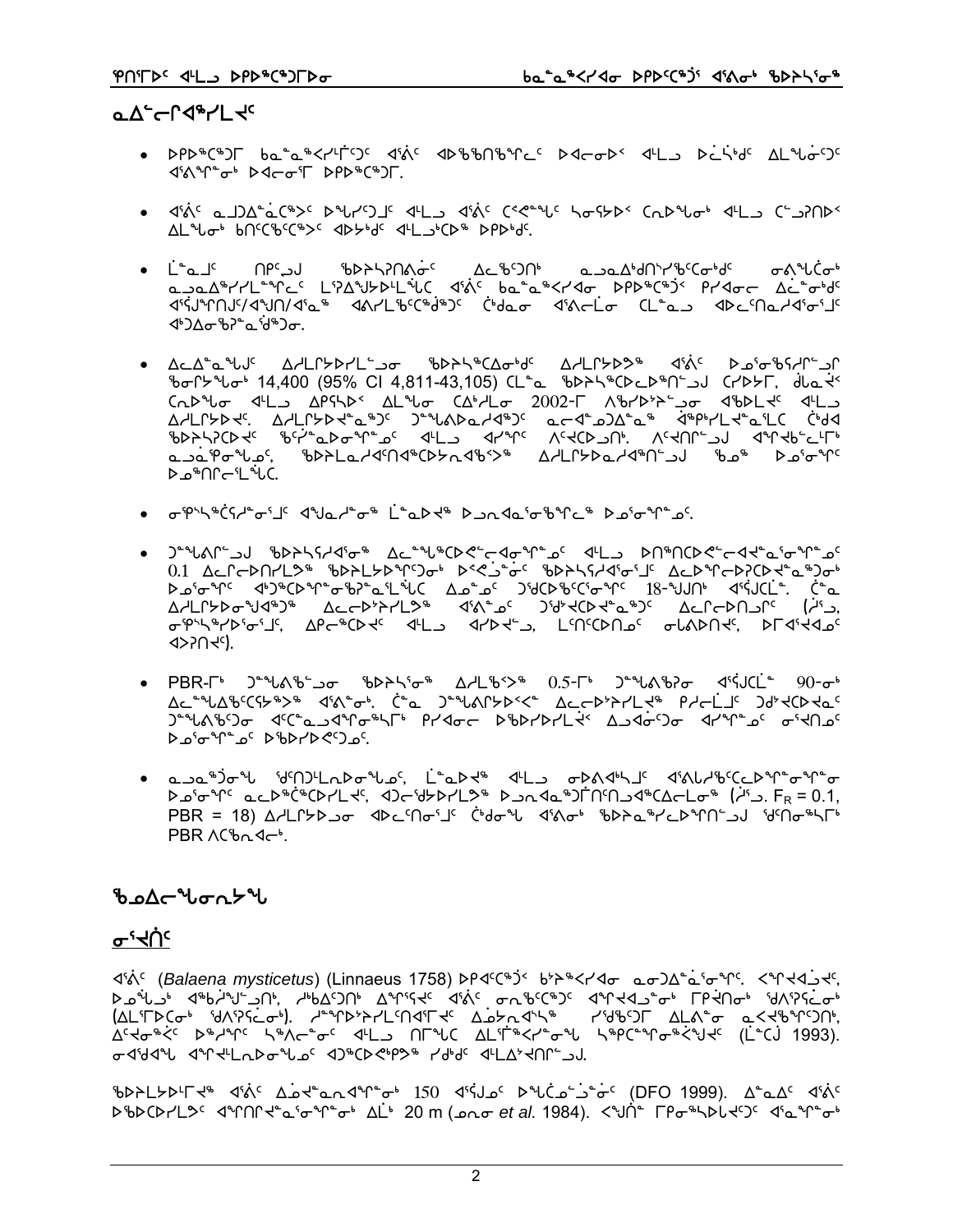## ᓇᐃᓪᓕᒋᐊᖅᓯᒪᔪᑦ

- ᐅᑭᐅᖅᑕᖅᑐᒥ ᑲᓇᓐᓇᖅᐸᓯᒪᔫᑦ ᐊᕐᕕᑦ ᐊᐅᖃᖅᑎᖃᖅᑐᑦ ᐅᐊᓕᓂᐅᑉ ᐊᒻᒪ ᐅᓛᓴᒃᑯᑦ ᐃᒪᖓᓃᑦᑐᑦ ᐊᕐᕕᖕᖏᓐᓂᒃ ᐅᐊᓕᓂᖕᒥ ᐅᑭᐅᖅᑕᖅᑐᒥ.

- ᐊᕐᕕᑦ ᓇᒧᐃᓐᓈᖅᑕᖅᐳᑦ ᐅᖓᓯᑦᑐᒧᑦ ᐊᒻᒪ ᐊᕐᕕᑦ ᑕᕐᕿᓐᖓᑦ ᓴᓂᕋᐅᑉ ᑕᓄᖓᓂᒃ ᐊᒻᒪ ᑕᓪᓗᕈᑎᐅᑉ ᐃᒪᖓᓂᒃ ᑲᑎᑦᑕᑦᑕᖅᐳᑦ ᐊᐅᔭᒃᑯᑦ ᐊᒻᒪ ᐊᐅᔭᑦᑕᖅ ᐅᑭᐅᒃᑯᑦ.

- ᒫᓐᓇᒧᑦ ᑎᑭᑦᑐᒧ ᖃᐅᔨᓴᕐᑎᕕᓃᑦ ᐃᓚᖃᑦᑎᒃ ᓇᓗᓇᐃᒃᑯᑎᖅᓯᒃᑦᑕᓂᒃᑯᑦ ᓂᕕᖓᓕᓃᒃ ᓇᓗᓇᐃᖅᓯᒪᓕᖓᓕᑦ ᒪᕈᐃᖓᔪᐅᓕᒫᖅᑐᑦ ᐊᕐᕕᑦ ᑲᓇᓐᓇᖅᐸᓯᐊᓂ ᐅᑭᐅᖅᑕᖅᑑᑉ ᑭᓯᐊᓂᓂ ᐃᓚᒋᓐᓂᒃᑯᑦ ᐊᕐᖁᖓᑎᒍᑦ/ᐊᖓᑎᒍᑦ/ᐊᕐᕌᒍ ᐊᕕᓯᒪᒃᑦᑕᖅᑯᖅᑐᑦ ᑖᒃᑯᓂ ᐊᕐᕕᓕᒫᓂ ᑕᒫᓐᓇ ᐊᐅᓪᓚᖅᑎᓇᓯᐊᕐᓂᖏᓐᓄᑦ ᐊᒃᑐᐃᓂᖃᕐᓇᓕᖅᑐᖅᑐᓂ.

- ᐃᓚᐃᓐᓇᖓᑦ ᐃᓱᒪᒋᔭᐅᓯᒪᓪᓗᓂ ᖃᐅᔨᓴᖅᑕᐅᓂᖏᑦ ᐃᓱᒪᒋᔭᐅᔪᖅ ᐊᕐᕕᑦ ᐅᓄᕐᓂᖃᖅᓯᒪᓪᓗᑎ ᖃᓂᒋᔮᖓᓂᒃ 14,400 (95% CI 4,811-43,105) ᑕᒪᓐᓇ ᖃᐅᔨᓴᖅᑕᐅᓚᐅᖅᑎᓪᓗᒍ ᑕᓯᐅᔭᒥ, ᑯᓚᐃᔪᑦ ᑕᕝᕙᓂ ᐊᒻᒪ ᐃᒋᓴᐅᑉ ᐃᒪᖓᓂ ᑕᐃᔅᓱᒪᓂ 2002-ᒥ ᐱᖃᓯᐅᔾᔭᕐᓗᓂ ᐊᖅᑐᓯᒪᔪᑦ ᐊᒻᒪ ᐃᓱᒪᒋᔭᐅᔪᑦ. ᐃᓱᒪᒋᔭᐅᔪᖅ ᑐᓐᖓᕕᐅᓚᐅᖅᓯᒪᔪᖅ ᓇᓕᐊᓐᓄᐃᓐᓇᖅᑐᑦ ᐊᖏᖅᑎᓯᒪᓕᓐᓇᓕᑦ ᑖᒃᑯᐊ ᖃᐅᔨᓴᖅᑕᐅᔪᑦ ᖃᑦᓯᓐᓇᐅᓂᖏᓐᓂᒃ ᐊᒻᒪ ᐊᓯᐊᒍᑦ ᐱᓯᐊᕐᑕᐅᓗᓂ. ᐱᓯᐊᕆᓕᐅᑐᒍ ᐊᒡᒍᖅᓯᓕᕐᒥ ᓇᓗᓇᕿᓐᖓᓄᑦ, ᖃᐅᔨᒪᓇᓱᐊᕐᑎᐊᖅᑕᐅᔪᓐᓇᖅᑐᒐᑦᓯᖅᐳᖅ ᐃᓱᒪᒋᔭᐅᓇᓱᐊᖅᑎᓪᓗᒍ ᖃᓄᖅ ᐅᓄᕐᓂᖏᑦ ᐅᓄᖅᑎᒋᓕᕋᓗᐊᖅ.

- ᓂᕿᓭᖅᑖᓯᓐᓂᕐᒧᑦ ᐊᖑᓇᓱᓐᓂᖅ ᒫᓐᓇᐅᔪᖅ ᐅᓗᕆᐊᓇᕐᓂᖃᖅᑐᖅ ᐅᓄᕐᓂᖏᓐᓄᑦ.

- ᑐᓐᖓᕕᒋᓪᓗᒍ ᖃᐅᔨᓴᕐᓂᕐᒥ ᐃᓚᖓᓪᓗᐊᖅᑕᐅᓕᖓᓕᐊᕐᓂᖏᓐᓄᑦ ᐊᒻᒪ ᐅᑎᖅᑎᖅᑕᐅᓕᖓᕐᓇᓕᖓᓂᖏᓐᓄᑦ 0.1 ᐃᓚᒋᓕᐅᑎᓯᒪᔪᖅ ᖃᐅᔨᒪᔭᐅᖏᑦᑐᓂᒃ ᐅᖓᑖᓃᑦ ᖃᐅᔨᓴᖅᑕᐅᓂᖏᓐᓄᑦ ᐃᓚᐅᖏᓕᐅᖅᑕᐅᓇᕐᓂᖅᑐᓂᒃ ᐅᓄᕐᓂᖏᑦ ᐊᑦᑐᖅᑕᐅᖏᓐᓇᕐᓂᖃᕈᓐᓇᓕᖓᓕᑦ ᐃᓄᓐᓄᑦ ᑐᖁᑕᐅᑦᑎᐅᓂᖏᑦ 18-ᖑᒍᑎᒃ ᐊᕐᖁᑎᓕᒫ. ᑖᓐᓇ ᐃᓱᒪᒋᔭᐅᓂᖑᐊᖅᑐᖅ ᐃᓚᓕᐅᔾᔭᕐᓯᒪᔪᖅ ᐊᕐᕕᓐᓄᑦ ᑐᖁᔭᖅᑕᐅᔭᓐᓇᖅᑐᑦ ᐃᓚᒋᓕᐅᑎᓗᒋᑦ (ᓱᕐᓗ, ᓂᕿᓭᖅᑖᓯᓐᓄᑦ, ᐃᑭᓕᖅᑕᐅᔪᑦ ᐊᒻᒪ ᐊᓯᐅᔪᓗ, ᒪᓕᑦᑕᐅᑎᓄᑦ ᓂᒡᕕᐅᑎᔪᑦ, ᐅᒥᐊᔪᐊᓄᑦ ᐊᐳᑎᔪᑦ).

- PBR-ᒥᒃ ᑐᓐᖓᕕᖃᕐᓗᓂ ᖃᐅᔨᓴᕐᓂᖅ ᐃᓱᒪᖃᖅᐳᖅ 0.5-ᒥᒃ ᑐᓐᖓᕕᖃᕐᓂ ᐊᕐᖁᑎᓕᒫ 90-ᓂᒃ ᐃᓚᖓᕕᖃᑦᑕᖅᓯᖅᐳᖅ ᐊᕐᕕᓐᓂᒃ. ᑖᓐᓇ ᑐᓐᖓᕕᐅᒋᐊᖅᓯᐅᑉ ᐃᓚᓕᐅᔾᔭᕐᓯᒪᔪᖅ ᑭᓯᓕᒫᑦ ᑐᑦᔪᖅᑕᐅᔭᓇᑦ ᑐᓐᖓᕕᖃᕐᑐᓂ ᐊᑦᑕᓇᓗᐊᕐᒋᓐᓂᖅᓯᒥᒃ ᑭᓯᐊᓂ ᐅᖃᐅᓯᐅᓯᒪᓕᕐᓂ ᐃᓗᐊᓃᑦᑐᓂ ᐊᓯᕐᕆᓐᓄᑦ ᓂᕐᔪᑎᓄᑦ ᐅᓄᕐᓂᖏᓐᓄᑦ ᐅᖃᐅᓯᐅᕙᓪᓚᓐᓄᑦ.

- ᓇᓗᓇᖅᑐᓂᖅ ᖃᑎᒃᓯᒪᓇᐅᓂᖅᓄᑦ, ᒫᓐᓇᐅᔪᖅ ᐊᒻᒪ ᓂᐅᕕᐊᕐᓯᒍᑦ ᐊᕕᒃᓯᒪᔪᑦᑕᓕᐅᖅᑎᖅᑕᓂ ᐅᓄᕐᓂᖏᑦ ᓇᓗᐅᖅᑖᖅᑕᓯᒪᔪᑦ, ᐊᑐᖅᓯᐅᓯᒪᔪᖅ ᐅᓗᕆᐊᓇᖅᑐᒥᑦ ᑎᑦᑎᓗᐊᖅᑕᐃᓕᒪᓂᖅ (ᓱᕐᓗ. $F_R = 0.1$, PBR = 18) ᐃᓱᒪᒋᔭᐅᓗᓂ ᐊᐃᓚᑦᑎᓂᕐᒧᑦ ᑖᒃᑯᓂᖓ ᐊᕐᕕᒃ ᖃᐅᔨᓇᖅᓯᓚᐅᖅᑎᓪᓗᒍ ᖁᑎᓂᖅᓴᒥᒃ PBR ᐱᑕᖃᕋᓗᐊᖅ.

## ᖃᓄᐃᓕᖓᓂᕆᔭᖓ

### ᓂᕐᔪᑏᑦ

ᐊᕐᕕᑦ (*Balaena mysticetus*) (Linnaeus 1758) ᐅᑭᐊᑦᑕᖅᑐᖅ ᑲᔪᖅᓯᐊᓂ ᓇᓂᑐᐃᓐᓈᕐᓂᖏᓐᓂ. ᐸᖏᔪᐊᓗᔪᑦ, ᐅᓄᖕᒐᓗᐊᖅ ᐊᖅᑲᓱᒡᒍᓪᓗᑎᒃ, ᓱᒃᑲᐃᑦᑐᑎᒃ ᐃᖏᕐᓴᔪᑦ ᐊᕐᕕᑦ ᓯᓚᖃᕐᑕᖅᑐᑦ ᐊᖏᔪᐊᓗᓐᓂᒃ ᒥᕿᔪᓂᒃ ᖁᐱᕐᓴᓕᓂᒃ (ᐃᒪᕐᒥᐅᑕᒃ ᖁᐱᕐᓴᓕᓐᓂᒃ). ᓱᓐᖏᕈᔾᔭᓯᒪᓕᑎᐊᕐᒥᔪᑦ ᐃᓅᓗᐊᓵᖅ ᓱᖁᑐᒥ ᐃᒪᐱᖕᓂ ᓇᓕᐊᖅᑐᕐᑐᑎᒃ, ᐃᑦᔪᓇᖅᑐᑦ ᐅᖅᓱᕐᓂ ᓴᖅᐱᓕᓐᓂ ᐊᒻᒪ ᑎᒥᖓᑕ ᐃᒪᕐᒥᐅᑕᕐᓂᖓ ᓴᖅᑭᑦᑎᕐᓂᖅᐸᓪᓕᕐᑎᑦ (ᒫᑲᐃ 1993). ᓂᐊᖁᐊᖓ ᐊᕐᕕᓕᒫᓄᑦ ᐊᑐᖅᑕᐅᕙᓕᕐᑎᑦ ᓯᖁᑦ ᐊᒻᒪ ᐃᓗᐊᓂᑦᑎᒍᑦ.

ᖃᐅᔨᒪᔭᐅᓯᒪᕗᖅ ᐊᕐᕕᑦ ᐃᓅᖃᑕᐅᓂᐊᖅᑐᓂᒃ 150 ᐊᕐᖁᓄᑦ ᐅᖓᑖᓄᑦᑐᖅᑐᖅ (DFO 1999). ᐃᓐᓇᐃᑦ ᐊᕐᕕᑦ ᐅᖃᐅᓯᐅᔪᑦ ᐊᖏᑎᒋᓐᓂᖓᓐᓂᖏᓐᓂ ᐃᒪᖅ 20 m (ᓄᓇᓂ *et al.* 1984). ᐸᖑᑎᖓ ᒥᑭᓂᖅᓴᐅᕙᖕᓂᑦᑐᑦ ᐊᕐᓇᖏᓐᓂ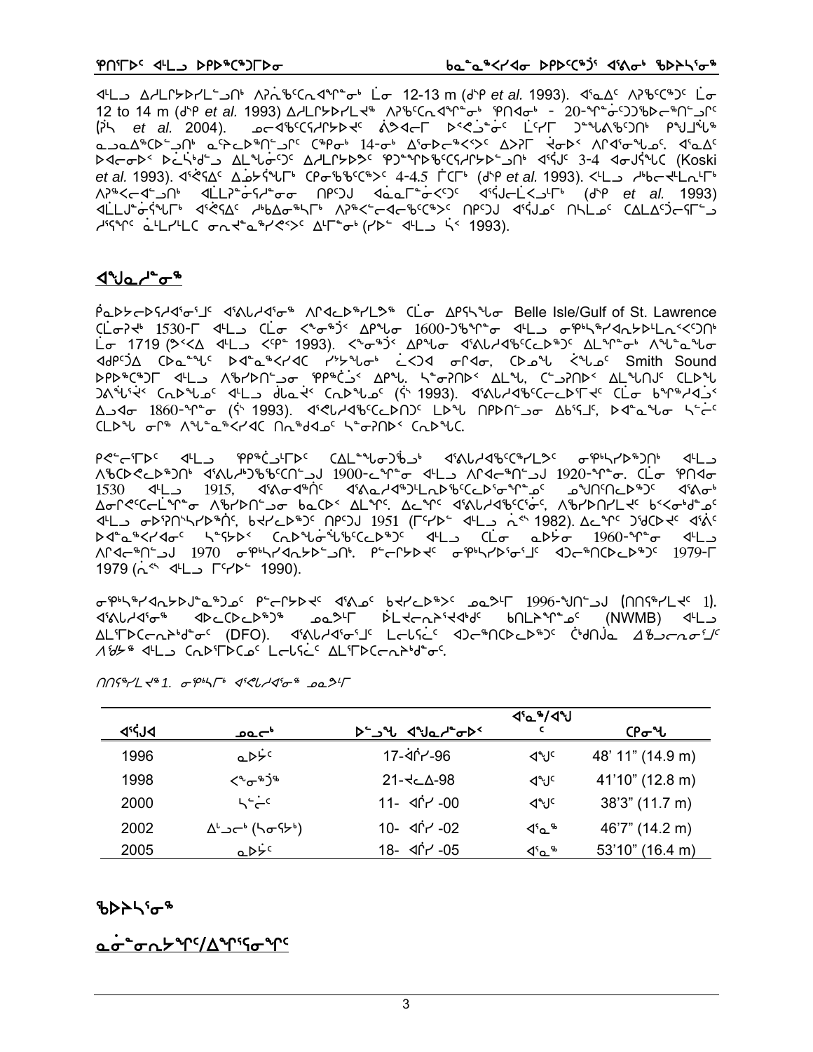ᐊᒻᒪᓗ ᐃᓱᒪᒋᔭᐅᓯᒪᓪᓗᑎᒃ ᐱᕈᓃᖅᑕᐊᖑᓂᖓᓂᒃ ᒫᓂ 12-13 m (ᑯᒃ *et al.* 1993). ᐊᕐᓇᐃᑦ ᐱᕈᖅᑕᖅᑐᑦ ᒫᓂ 12 to 14 m (ᑯᒃ *et al.* 1993) ᐃᓱᒪᒋᔭᐅᓯᒪᔪᖅ ᐱᕈᖅᑕᐊᖑᓂᖓᓂᒃ ᑭᑎᐊᓂᒃ - 20-ᖑᓐᓂᖏᑦᑐᖃᐅᓕᖅᑎᓪᓗᒋᑦ (ᒋᓴ *et al.* 2004). ᓄᓕᐊᖅᑕᕐᓯᒋᔭᐅᔪᑦ ᓈᕗᐊᓕᒥ ᐅᑉᐸᓗᓐᓂᑦ ᒫᑦᓯᒥ ᑐᓐᖓᕕᖅᑕᑐᑎᒃ ᑭᖑᒧᖕᒐᖅ ᓇᓗᓇᐃᖅᑕᐅᓪᓗᑎᒃ ᓇᕐᕋᓚᐅᖅᑎᓪᓗᒋᑦ ᑕᖅᑭᒃ 14-ᓂᒃ ᐃᕐᓂᐅᓕᖅᑲᐅᕙᑦ ᐃᐳᕐᒥ ᔪᓂᐅᑉ ᐱᒋᐊᕐᓂᖓᓄᑦ. ᐊᕐᓇᐃᑦ ᐅᓕᓂᐅᑉ ᐅᓖᓴᒃᑯᓪᓗ ᐃᒪᖓᓃᑦᑐᑦ ᐃᓱᒪᒋᔭᐅᕙᑦ ᕿᑐᕐᖓᖅᑕᕐᑕᕐᓯᒪᔭᐅᓪᓗᑎᒃ ᐊᕐᕌᒍᑦ 3-4 ᐊᓂᒍᕐᖓᓚᑦ (Koski *et al.* 1993). ᐊᕐᕕᐃᑦ ᐃᓅᔾᔪᑎᖓᒃ ᑕᑭᓂᖃᖅᑕᖅᐳᑦ 4-4.5 ᒥᑕᒥᒃ (ᑯᒃ *et al.* 1993). ᐸᒪᓗ ᓱᒃᑲᓕᔪᓚᕆᒻᒥᒃ ᐱᕈᖅᐸᓕᐊᓪᓗᑎᒃ ᐊᓪᓚᕆᓐᓂᕐᓯᓐᓂᓂ ᑎᑭᑦᑐᒍ ᐊᓈᓇᒥᓐᓂᑉᐸᑦ ᐊᕐᕌᒍᓕᓖᑉᐸᓗᒥᒃ (ᑯᒃ *et al.* 1993) ᐊᓪᓚᒎᓐᓂᕐᖓᒥᒃ ᐊᕐᕕᐃᑦ ᓱᒃᑲᐃᓂᖅᓴᒥᒃ ᐱᕈᖅᐸᓪᓕᐊᓕᖅᑕᖅᐳᑦ ᑎᑭᑦᑐᒍ ᐊᕐᕌᒍᓄᑦ ᑎᓴᒪᓄᑦ ᑕᒪᐃᑦᑐᓕᕐᒥᓪᓗ ᓱᕐᕋᖕᖏᑦ ᓈᒻᒪᓯᒪᓕᑕ ᓂᕆᔪᓐᓇᖅᓯᕙᐳᑦ ᐃᒻᒥᓐᓂᒃ (ᓯᐅᓪ ᐊᒻᒪᓗ ᓵᐸ 1993).

## ᐊᖑᓇᓱᓐᓂᖅ

ᕿᓇᐅᔭᓕᐅᕐᓯᐊᕐᓂᕐᒧᑦ ᐊᕕᑕᓯᐊᕐᓂᖅ ᐱᒋᐊᓚᐅᖅᓯᒪᕗᖅ ᑕᒫᓂ ᐃᑭᕐᖓᖓᓂ Belle Isle/Gulf of St. Lawrence ᑕᒫᓂᑦᓴᖅ 1530-ᒥ ᐊᒻᒪᓗ ᑕᒫᓂ ᐸᓐᓂᖅᑑᑉ ᐃᑭᖓᓂ 1600-ᑐᖅᑐᖏᓐᓂ ᐊᒻᒪᓗ ᓂᕿᓴᖅᓯᐊᕐᓇᓚᐅᕐᒪᓪᓚᕆᑉᐸᑦᑐᑎᒃ ᒫᓂ 1719 (ᕚᐸᐃ ᐊᒻᒪᓗ ᐸᕿ 1993). ᐸᓐᓂᖅᑑᑉ ᐃᑭᖓᓂ ᐊᕕᑕᓯᐊᖅᑕᐅᓚᐅᖅᑐᑦ ᐃᒪᖏᓐᓂᒃ ᐱᖕᖓᓇᖓᓂ ᐊᑯᑦᑐᐃ ᑕᐅᓇᓐᖓᑦ ᐅᐊᓐᓇᖅᑯᐊᑕ ᓯᔭᖓᓂᒃ ᓛᑉᐳᐊ ᓂᒋᐊᓂ, ᑕᐅᓄᖓ ᐸᖓᓄᑦ Smith Sound ᐅᑭᐅᖅᑕᖅᑐᒥ ᐊᒻᒪᓗ ᐱᖃᓯᐅᑎᓪᓗᓂ ᕿᑭᖅᑖᓗᐸ ᐃᑭᖓ. ᓴᓐᓂᕈᑎᐸ ᐃᒪᖓ, ᑖᓪᓗᕈᑎᐸ ᐃᒪᖓᑎᒍᑦ ᑕᐅᓇ ᑐᐱᖕᖑᕐᔪᐸ ᑕᕆᐅᖓᓄᑦ ᐊᒻᒪᓗ ᑯᓪᓇᔪᐸ ᑕᕆᐅᖓᓄᑦ (ᕋᔅ 1993). ᐊᕕᑕᓯᐊᖅᑕᓕᓚᐅᕐᒥᔪᑦ ᑕᒫᓂ ᑲᖏᖅᓱᐊᓗᐸ ᐃᓗᐊᓂ 1860-ᖑᓐᓂ (ᕋᔅ 1993). ᐊᕐᕌᒍᖅᑕᓚᐅᑎᑐᑦ ᒪᐅᖓ ᑎᑭᐅᑎᓪᓗᓂ ᐃᑲᕐᕋᒧᑦ, ᐅᐊᓐᓇᖓᓂ ᓴᓂᐊᓂ ᑕᐅᖓ ᓂᒋᖅ ᐱᖕᖓᓇᖅᓯᐊᕐᕕᐊᑕ ᑎᕆᖅᑯᐊᓄᑦ ᓴᓐᓂᕈᑎᐸ ᑕᕆᐅᖓᓚ.

ᑭᕙᓪᓕᕐᒥᐅᑦ ᐊᒻᒪᓗ ᕿᑭᖅᑖᓗᒥᐅᑦ ᑕᐃᒪᓐᖓᓂᑦᑑᖅᑲᓗᒃ ᐊᕕᑕᓯᐊᖅᑕᖅᓯᒪᔪᑦ ᓂᕿᖅᓯᐅᕐᕕᖃᖅᑎᒃ ᐊᒻᒪᓗ ᐱᔭᕐᑕᐸᓕᐅᖅᑎᒃ ᐊᕕᑕᓯᐅᑦᑐᖃᖅᑕᖅᑎᓪᓗᒍ 1900-ᓕᖓᓐᓂ ᐊᒻᒪᓗ ᐱᒋᐊᓕᖅᑎᓪᓗᒍ 1920-ᖑᓐᓂ. ᑕᒫᓂ ᕿᑎᐊᓂ 1530 ᐊᒻᒪᓗ 1915, ᐊᕕᓂᐊᖅᑏᑦ ᐊᕕᓇᓱᐊᖅᑐᒪᓂᕈᖅᑕᐅᕙᓐᓂᖏᓐᓄᑦ ᓄᖑᑎᑦᑎᓕᐅᖅᑐᑦ ᐊᕕᓂᒃ ᐃᓂᒋᕙᑦᑕᓕᒫᖏᓐᓂ ᐱᖃᓯᐅᑎᓪᓗᓂ ᑲᓇᑕᐅᑉ ᐃᒪᖏᑦ. ᐃᓚᖏᑦ ᐊᕕᓯᐊᖅᑕᑦᑕᓂᑦ, ᐱᖃᓯᐅᑎᒋᓯᒪᔪᑦ ᑲᐸᓂᖅᑯᓄᑦ ᐊᒻᒪᓗ ᓂᐅᕐᕈᑎᖃᖅᓯᒪᖅᑎᑦ, ᑲᔪᓯᓚᐅᖅᑐᑦ ᑎᑭᑦᑐᒍ 1951 (ᒥᑦᓯᐅᓪ ᐊᒻᒪᓗ ᓃᔅ 1982). ᐃᓚᖏᑦ ᑐᕌᑕᐅᔪᑦ ᐊᕕᑦ ᐅᐊᓐᓇᖅᓯᐊᓂᑦ ᓴᓐᓂᕈᑉ ᑕᕆᐅᖓᓂᒃᑯᑦᑕᓚᐅᖅᑐᑦ ᐊᒻᒪᓗ ᑕᒫᓂ ᓇᐅᔾᔨᓂ 1960-ᖑᓐᓂ ᐊᒻᒪᓗ ᐱᒋᐊᓕᖅᑎᓪᓗᒍ 1970 ᓂᕿᓴᖅᓯᐊᕐᓇᓚᐅᖅᓯᒪᓪᓗᑎᒃ. ᑭᓪᓕᕐᒥᔪᑦ ᓂᕿᓴᖅᓯᐅᕐᓂᕐᒧᑦ ᐊᑐᓕᖅᑎᑕᐅᓚᐅᖅᑐᑦ 1979-ᒥ 1979 (ᓃᔅ ᐊᒻᒪᓗ ᒥᑦᓯᐅᓪ 1990).

ᓂᕿᓴᖅᓯᐊᕐᓇᔭᐅᔪᓐᓇᖅᑐᓄᑦ ᑭᓪᓕᕐᒥᔪᑦ ᐊᕕᓄᑦ ᑲᔪᓯᓚᐅᖅᐳᑦ ᓄᓇᕗᒻᒥ 1996-ᖑᑎᓪᓗᒍ (ᑎᑎᕋᖅᓯᒪᔪᑦ 1). ᐊᕕᑕᓯᐊᕐᓂᖅ ᐊᐅᓚᑦᑎᑕᐅᔪᖅ ᓄᓇᕗᒻᒥ ᐆᒪᔪᓕᕆᔨᕐᔪᐊᒃᑯᓐᓄᑦ ᑲᑎᒪᔨᖏᓐᓄᑦ (NWMB) ᐊᒻᒪᓗ ᐃᒪᕐᒥᐅᑕᓕᕆᔨᒃᑯᓐᓄᑦ (DFO). ᐊᕕᑕᓯᐊᕐᓂᕐᒧᑦ ᒪᓕᒐᕐᓂᑦ ᐊᑐᓕᖅᑎᑕᐅᔪᑦ ᑳᑦᑎᒍᓇ ᐃᖃᓗᓕᕆᓂᕐᒧᑦ ᐱᖁᔭᖅ ᐊᒻᒪᓗ ᑕᕆᐅᕐᒥᐅᑕᓄᑦ ᒪᓕᒐᓖᑦ ᐃᒪᕐᒥᐅᑕᓕᕆᓂᕐᒥ.

ᑎᑎᕋᖅᓯᒪᔪᖅ 1. ᓂᕿᓴᕐᒥᒃ ᐊᕕᑕᓯᐊᕐᓂᖅ ᓄᓇᕗᒻᒥ

| ᐊᕐᕌᒍᐊ | ᓄᓇᓕᒃ | ᐅᓪᓗᖓ ᐊᖑᓇᓱᓐᓂᐅᑉ | ᐊᕐᓇᖅ/ᐊᖑᑦ | ᑕᑭᓂᖓ |
|---|---|---|---|---|
| 1996 | ᓇᐅᔾᔨ | 17-ᐊᒋᓯ-96 | ᐊᖑᑦ | 48' 11" (14.9 m) |
| 1998 | ᐸᓐᓂᖅᑑᖅ | 21-ᔪᓚᐃ-98 | ᐊᖑᑦ | 41'10" (12.8 m) |
| 2000 | ᓴᓐᓂᕋᒃ | 11- ᐊᒋᓯ -00 | ᐊᖑᑦ | 38'3" (11.7 m) |
| 2002 | ᐃᒡᓗᓕᒃ (ᓴᓂᕋᔭᒃ) | 10- ᐊᒋᓯ -02 | ᐊᕐᓇᖅ | 46'7" (14.2 m) |
| 2005 | ᓇᐅᔾᔨ | 18- ᐊᒋᓯ -05 | ᐊᕐᓇᖅ | 53'10" (16.4 m) |

# ᖃᐅᔨᓴᕐᓂᖅ

## ᓇᓗᓐᓂᓕᔭᖏᑦ/ᐃᖏᕐᓂᖏᑦ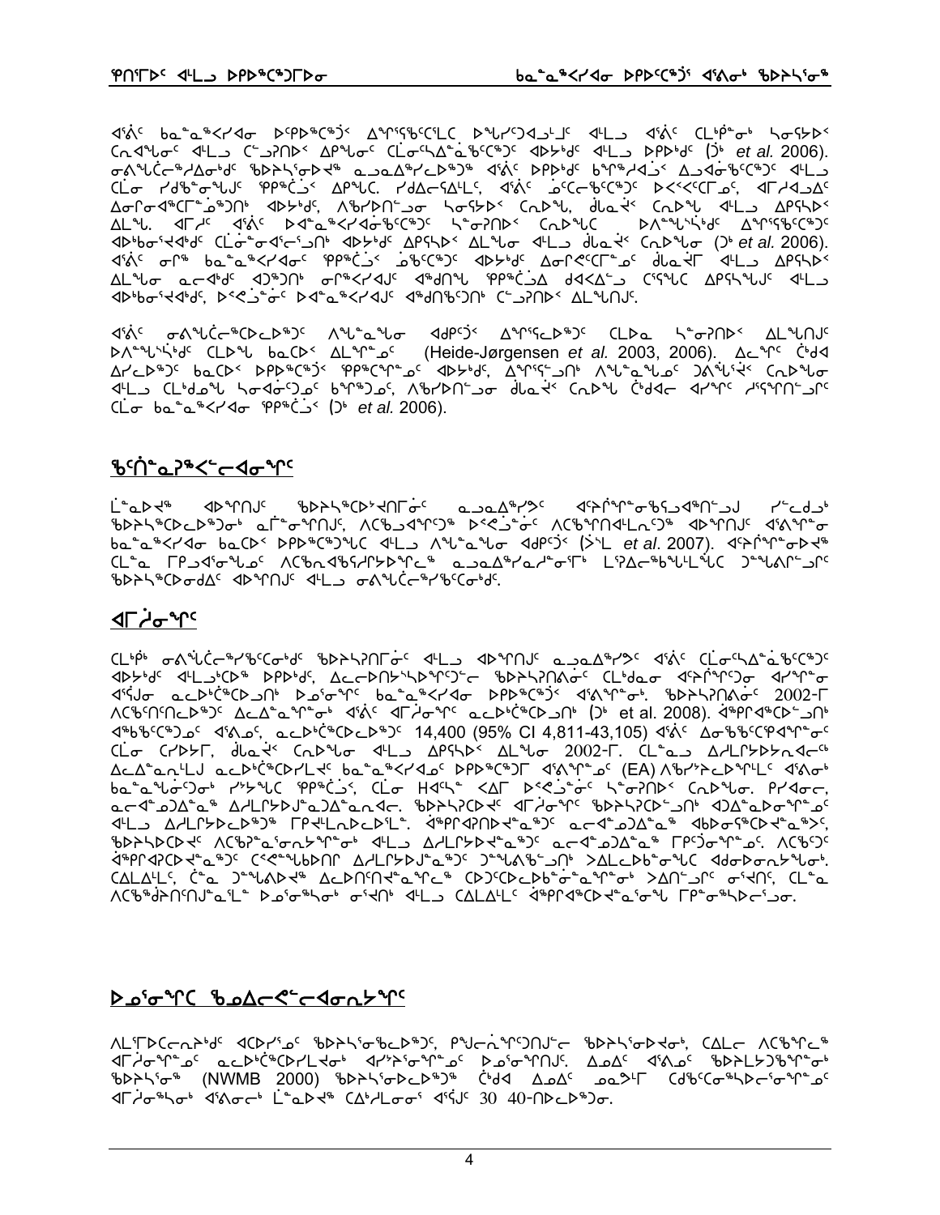ᐊᕕᖏᑦ ᐸᓇᓐᓇᖅᐸᓯᐊᓂ ᐅᑦᑭᐅᖅᑕᖅᑑᑦ ᐃᖏᕐᕋᖃᑦᑕᑦᓯᒪᒐᓗᐊᕐᒥᒃ ᐅᖓᓯᒡᓗᐊᓗᒻᒥᒃ ᐊᒻᒪᓗ ᐊᕕᖏᑦ ᑕᒪᑭᐆᓂᖏᓐᓂ ᓴᓂᕋᔭᐅᑦ ᑕᓇᐊᖑᓂᖏᑦ ᐊᒻᒪᓗ ᑖᓐᓄᓯᒪᓂᑉ ᐃᐱᖑᓂᖏᑦ ᑕᒪᓂᓯᐊᓐᓇᖅᑕᖅᑐᑦ ᐊᐅᔭᒃᑯᑦ ᐊᒻᒪᓗ ᐅᑭᐅᒃᑯᑦ (ᑐᒃ et al. 2006). ᓂᕕᖓᓪᓕᖅᓯᐊᓂᒃᑯᑦ ᖃᐅᔨᓴᕐᓂᐅᔪᖅ ᓇᓗᓇᐃᖅᓯᒪᐅᑉᑐᖅ ᐊᕕᖏᑦ ᐅᑭᐅᒃᑯᑦ ᑲᔪᖅᓯᐊᓗᐊᑦ ᐃᓗᐊᓂᖃᑦᑕᖅᑐᑦ ᐊᒻᒪᓗ ᑕᒪᓂ ᓱᑎᒃᑲᓂᖑᒍᑦ ᕿᑭᖅᑖᓗᐊᑦ ᐃᑭᖑᓚᖅ. ᓱᑎᐃᓕᓴᐃᒪᓕᑦ, ᐊᕕᖏᑦ ᓈᓚᑦᑐᖅᑕᖅᑐᑦ ᐅᐸᑉᐸᖅᑕᒥᓄᑦ, ᐊᒥᓱᐊᓗᐃᑦ ᐃᓂᒥᓂᐊᖅᑕᒥᓐᓇᖅᑐᑎᒃ ᐊᐅᔭᒃᑯᑦ, ᐱᖃᓯᐅᑎᓪᓗᓂ ᓴᓂᕋᔭᐅᑦ ᑕᓇᐅᖓ, ᒥᓂᕐᓂᐊᖅ ᑕᓇᐅᖓ ᐊᒻᒪᓗ ᐃᑭᖑᓂᐅᑦ ᐃᒪᖓ. ᐊᒥᔾᔨᑦ ᐊᕕᖏᑦ ᐅᐊᓐᓇᖅᐸᓯᐊᓂᒃᑲᓐᓂᖅᑐᑦ ᓴᓐᓂᕈᑎᐅᑉ ᑕᓇᐅᖓᑕ ᐅᐱᓐᓇᖓᓕᖅᓯᒪᓇᑦ ᐃᖏᕐᕋᖃᑦᑕᖅᑐᑦ ᐊᐅᔭᓂᖓᑦ ᑕᒪᓂᓐᓂᐊᖅᓯᒪᓗᑎᒃ ᐊᐅᔭᒃᑯᑦ ᐃᑭᖑᓂᐅᑦ ᐃᒪᖓᓂ ᐊᒻᒪᓗ ᑎᓴᓂᑦ ᑕᓇᐅᖓᓂ (ᑐᒃ et al. 2006). ᐊᕕᖏᑦ ᓂᒋᖅ ᐸᓇᓐᓇᖅᐸᓯᐊᓂᑦ ᕿᑭᖅᑖᓗᐊᑦ ᓄᖅᑲᖅᑐᑦ ᐊᐅᔭᒃᑯᑦ ᐃᓂᒋᓂᐊᖅᑕᖅᑕᒥᓂᑦ ᑎᓴᓂᑦ ᐊᒻᒪᓗ ᐃᑭᖑᓂᐅᑦ ᐃᒪᖓ ᓇᓚᐊᒃᑐᑦ ᐊᕐᕌᒍᒃᑯᑦ ᓂᕆᖅᐸᓯᐊᒍᑦ ᐊᖏᕐᕋᑦ ᕿᑭᖅᑖᓗᐊ ᑯᐊᐸᐃᓐᓇ ᓴᓐᓇᓂ ᐃᑭᖑᓂᐅᔪᑦ ᐊᒻᒪᓗ ᐊᐅᔭᓂᖓᑦ, ᐅᐸᒍᓐᓂᖅ ᐅᐊᓐᓇᖅᐸᓯᐊᒍᑦ ᐊᖏᖅᑎᖅᑐᑎᒃ ᑐᑭᓯᒪᓪᓗᓂ ᐃᑭᖑᑎᑦ.

ᐊᕕᖏᑦ ᓂᕕᖓᓪᓕᖅᑕᐅᓚᐅᖅᑐᑦ ᐱᖓᓐᓇᖓᓂ ᐊᐅᔭᒃᑯᑦ ᐃᖏᕐᕋᓚᐅᖅᑐᑦ ᑕᒪᐅᓇ ᓴᓂᕋᔭᐅᑦ ᐃᒪᖑᑎᒍᑦ ᐅᐱᓐᓇᖓᓐᓂᐅᑦ ᑕᒪᐅᖓ ᐸᓇᑕᐅᑦ ᐃᒪᖏᓐᓄᑦ (Heide-Jørgensen et al. 2003, 2006). ᐃᓚᖏᑦ ᑖᒃᑯᐊ ᐃᓯᓚᐅᖅᑐᑦ ᐸᓇᑕᐅᑦ ᐅᑭᐅᖅᑕᖅᑑᑦ ᕿᑭᖅᑕᖏᓐᓂᑦ ᐊᐅᔭᒃᑯᑦ, ᐃᖏᕐᕋᓪᓗᑎᒃ ᐱᖓᓐᓇᖓᓄᑦ ᑐᐱᖓᖅᑳᕐᒥᒃ ᑕᓇᐅᖓᓂ ᐊᒻᒪᓗ ᑕᒃᑯᓇᖓ ᓴᓂᐊᓂᑐᓄᑦ ᑲᖏᖅᖢᓄᑦ, ᐱᖃᓯᐅᑎᓪᓗᒍ ᑎᓴᓂᑦ ᑕᓇᐅᖓ ᑖᒃᑯᐊ ᐊᓯᖏᑦ ᓯᕐᒥᖏᑦᑐᒥᒃ ᑕᒪᓂ ᐸᓇᓐᓇᖅᐸᓯᐊᓂ ᕿᑭᖅᑖᓗᐊ (ᑐᒃ et al. 2006).

## ᖃᑎᓐᓇᕈᖅᐸᓪᓕᐊᓂᖓ

ᒫᓐᓇᐅᔪᖅ ᐊᐅᓚᑦᑎᔾᔪᑏᑦ ᖃᐅᔨᓴᖅᑕᐅᔪᓂᒃ ᓇᓗᓇᐃᖅᓯᒪᔪᑦ ᐊᑐᕆᐊᖃᕐᓂᖅᓴᓗᐊᖅᑎᓗᒍ ᓯᓚᑖᓄᑦ ᖃᐅᔨᓴᖅᑕᐅᓚᐅᖅᑐᓂᒃ ᓇᒻᒥᓂᖅᑎᓪᓗᒍ, ᐱᑕᖃᕈᓐᓇᖅᑐᖅ ᐅᐸᒍᓐᓂᖅ ᐱᑕᖃᖅᑎᓪᓗᒍ ᐊᐅᓚᑦᑎᔾᔪᑏᑦ ᐊᕕᖓᓂ ᐸᓇᓐᓇᖅᐸᓯᐊᓂ ᐸᓇᑕᐅᑦ ᐅᑭᐅᖅᑕᖅᑐᒥᒃ ᐊᒻᒪᓗ ᐱᖓᓐᓇᖓᓂ ᐊᐅᔭᒃᑯᑦ (ᔫᒪ et al. 2007). ᐊᕐᕌᒍᒃᑯᑦ ᐊᐅᓚᑦᑎᔾᔪᑦ ᑕᒪᓐᓇ ᒥᑭᔪᐊᓗᒃ ᐱᑕᖃᕐᓂᖅᓴᓕᕐᒪᑦ ᓇᓗᓇᐃᖅᓯᓐᓇᖅᑐᓂᒃ ᒪᒃᐱᖅᑲᐃᓐᓇᓕᒫᕐᓂᖅ ᑐᓐᓂᖅᑯᑎᖓᓂᒃ ᖃᐅᔨᓴᖅᑕᐅᓂᖏᑦ ᐊᐅᓚᑦᑎᔾᔪᑏᑦ ᐊᒻᒪᓗ ᓂᕕᖓᓪᓕᖅᓯᒪᔪᓂᒃ.

## ᐊᒥᓱᓂᖏᑦ

ᑕᑯᓯᐊᖅ ᓂᕕᖓᓪᓕᖅᓯᒪᔪᓂᒃ ᖃᐅᔨᓴᕈᑎᒥᓂᒃ ᐊᒻᒪᓗ ᐊᐅᓚᑦᑎᔾᔪᑦ ᓇᓗᓇᐃᖅᓯᒪᔪᑦ ᐊᕕᖏᑦ ᑕᒪᓂᓯᐊᓐᓇᖅᑕᖅᑐᑦ ᐊᐅᔭᒃᑯᑦ ᐊᒻᒪᓗᑦᑕᖅ ᐅᑭᐅᒃᑯᑦ, ᐃᓚᓕᐅᑎᔭᐅᓯᒪᔪᑦ ᖃᐅᔨᓴᕈᑎᕕᓃᑦ ᑕᒃᑯᓇᓂ ᐊᕐᕆᓂᖅᑐᓂ ᐊᑦᑎᖅᑐᓂ ᐊᖏᔪᓂ ᓇᓚᐅᓯᖅᑕᐅᓗᑎᒃ ᐅᖓᓯᖕᓂᖅ ᐸᓇᓐᓇᖅᐸᓯᐊᓂ ᐅᑭᐅᖅᑕᖅᑑᑦ ᐊᕕᖓᖏᓐᓂᑦ. ᖃᐅᔨᓴᕈᑎᕕᓃᑦ 2002-ᒥ ᐱᓕᕆᐊᖃᖅᑎᑦᑎᓚᐅᖅᑐᑦ ᐃᓚᐃᓐᓇᕆᔭᐅᓂᖏᑦ ᐊᕕᖏᑦ ᐊᒥᓱᓂᖏᑦ ᓇᓚᐅᓯᖅᑕᐅᓗᑎᒃ (ᑐᒃ et al. 2008). ᐊᖏᕈᑎᖅᑕᐅᓗᑎᒃ ᐊᖏᓛᖅᑐᓄᑦ ᐊᕕᓐᓄᑦ, ᓇᓚᐅᓯᖅᑕᐅᔪᖅ 14,400 (95% CI 4,811-43,105) ᐊᕕᖏᑦ ᐃᓄᒃᑳᖅᑕᖃᕐᓂᖅ ᑕᒪᓂ ᑕᓯᐅᔮᒥ, ᑯᓇᕙᒃ ᑕᓇᐅᖓᓂ ᐊᒻᒪᓗ ᐃᑭᖑᓂᐅᑦ ᐃᒪᖓᓂ 2002-ᒥ. ᑕᓐᓇᓗ ᐃᓱᒪᒋᔭᐅᔭᕆᓐᓇᖅᑐᖅ ᐃᓚᐃᓐᓇᕆᓪᓗᒍ ᓇᓚᐅᓯᖅᑕᐅᓯᒪᔪᖅ ᐸᓇᓐᓇᖅᐸᓯᐊᓄᑦ ᐅᑭᐅᖅᑕᖅᑐᒥ ᐊᕕᖓᖓᓄᑦ (EA) ᐱᖁᔭᖅᓴᐅᑎᒋᓪᓗᑦ ᐊᕕᓂᒃ ᐸᓇᓐᓇᖑᓂᖏᓐᓂᒃ ᓯᔾᔭᖓᑕ ᕿᑭᖅᑖᓗᐊ, ᑕᒪᓂ Hᐊᓴᓐ ᐸᐊᒥ ᐅᐸᒍᓐᓂᖅ ᓴᓐᓂᕈᑎᐅᑉ ᑕᓇᐅᖓᓂ. ᑭᓯᐊᓂᓕ, ᓇᓚᐅᓯᖅᑕᐅᓐᓂᖅ ᐃᓱᒪᒋᔭᐅᔪᖅ ᑖᒥᓇᓂᖅ ᐃᓱᒪᒋᔭᐅᓇᓕᐊᖅ. ᖃᐅᔨᓴᖅᑕᐅᓗᐊᖅ ᐊᒥᓱᓂᖏᑦ ᖃᐅᔨᓴᖅᑕᐅᓚᐅᖅᑐᑦ ᐊᑐᐃᓐᓇᐅᓂᖏᓐᓄᑦ ᐊᒻᒪᓗ ᐃᓱᒪᒋᔭᐅᔪᖅ ᒥᑭᓪᓕᒫᓂᐅᑉ ᓕᒫ. ᐊᖏᕈᑎᐅᔪᓐᓇᖅᑐᖅ ᓇᓚᐅᓯᖅᑕᐅᓐᓂᖅ ᐊᑦᑎᖅᓯᐅᔭᖅᑕᐅᔪᓐᓇᖅᑐᖅ, ᖃᐅᔨᓴᖅᑕᐅᔪᖅ ᐱᑕᖃᕐᓂᓴᐅᓂᖅᑎᒍᑦ ᐊᒻᒪᓗ ᐃᓱᒪᒋᔭᐅᓐᓇᖅᑐᖅ ᒥᑦᑕᐅᔪᓐᓂᖏᓐᓂᒃ. ᐱᑕᖃᖅᑐᑦ ᐊᖏᓛᖅᐸᓯᐊᖅᑐᖅ ᑕᕐᕆᔭᐅᔪᓐᓇᖅᑐᒥᒃ ᐃᓱᒪᒋᔭᐅᓐᓇᖅᑐᖅ ᑐᖓᕕᒃᓯᒪᓗᑎᒃ ᐸᐃᓕᑕᐅᑎᓪᓗᒍ ᐊᓂᕐᓂᖓᓂ. ᑕᒪᐃᒪᓕᑦ, ᑖᓐᓇ ᑐᖓᕕᐅᔪᖅ ᐃᓚᐅᑎᑦᑎᔭᕆᓐᓇᖅᑐᖅ ᑕᐅᑦᑐᓐᓇᐅᑎᓂᒃ ᐳᐃᒍᖅᑐᐃᑦ ᓂᕈᐊᑎᑦ, ᑕᒪᓐᓇ ᐱᑕᖃᕐᓂᖅᓴᐅᒍᓐᓇᖅᑐᖅ ᐅᓄᕐᓂᖅᓴᓂᒃ ᓂᕈᐊᑎᑦ ᐊᒻᒪᓗ ᑕᒪᐃᒪᓕᑦ ᐊᖏᕈᑎᐅᔪᓐᓇᕐᓂᖅ ᒥᑭᓐᓂᖅᓴᐅᓂᖓᓄᑦ.

## ᐅᓄᕐᓂᖓ ᖃᓄᐃᓕᖓᓪᓚᕆᓂᖓ

ᐱᓕᕆᐅᑕᓕᒃᑯᑦ ᐊᑕᐅᓯᕐᒥᑦ ᖃᐅᔨᓴᕐᓂᖃᓚᐅᖅᑐᑦ, ᑭᖑᓪᓕᕐᒥᑦᑐᑦ ᖃᐅᔨᓴᕐᓂᐅᔪᖅ, ᑕᒪᓕ ᐱᑕᖃᖅ ᐊᒥᓱᓂᖏᓐᓂᒃ ᓇᓚᐅᓯᖅᑕᐅᓯᒪᔪᓂᒃ ᐊᔾᔨᒋᓂᖏᓐᓂᒃ ᐅᓄᕐᓂᖏᑦ. ᐃᓄᐃᑦ ᐊᕕᖏᑦ ᖃᐅᔨᒪᔾᔪᑎᖏᓐᓂᒃ ᖃᐅᔨᓴᕐᓂᖅ (NWMB 2000) ᖃᐅᔨᓴᖅᑕᐅᓚᐅᖅᑐᖅ ᑖᒃᑯᐊ ᐃᓄᐃᑦ ᓄᓇᕗᒥ ᑕᑯᑦᑕᖅᓯᒪᔪᓂᖅᑕᐅᓂᖏᑦ ᐊᒥᓱᓂᖓᓂᒃ ᐊᕕᖏᓐᓂᒃ ᒫᓐᓇᐅᔪᖅ ᑕᑉᓯᒪᓂᓂ ᐊᕐᕌᒍᓂ 30 40-ᑎᐅᓚᐅᖅᑐᓂ.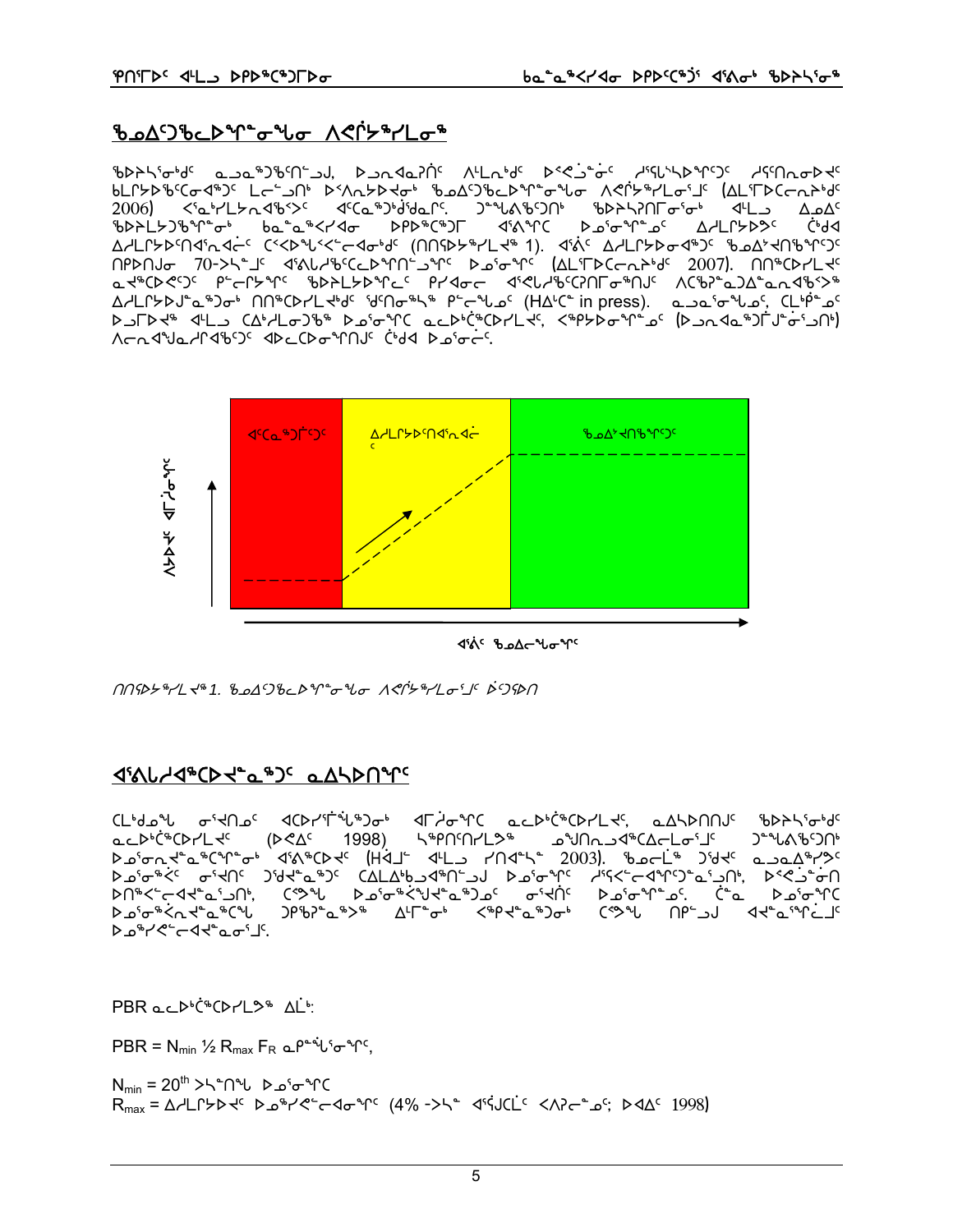## ᖃᓄᐃᑦᑐᖃᓪᓚᕆᓐᓂᖓ ᐱᕙᒌᔭᕐᓯᒪᓂᖅ

ᖃᐅᔨᓴᖅᑎᒃᑯᑦ ᓇᓗᓇᕐᑐᖅᑎᓪᓗᒍ, ᐅᓗᕆᐊᓇᕈᑎᑦ ᐱᒻᒪᕆᒃᑯᑦ ᐅᑉᐱᓕᖅᑕᐅᓂᑦ ᓱᕐᕋᖕᓴᐅᕐᑐᑦ ᓱᕐᕋᑎᒋᓂᐅᔪᑦ ᑲᒪᒋᔭᐅᖃᑦᑕᐊᖅᑐᑦ ᒪᓕᒡᓗᑎᒃ ᐅᐸᑐᔭᐅᔪᓂᒃ ᖃᓄᐃᑦᑐᖃᓪᓚᕆᓐᓂᖓ ᐱᕙᒌᔭᕐᓯᒪᓂᕐᒧᑦ (ᐃᒪᕐᒥᐅᑕᓕᕆᔨᒃᑯᑦ 2006) ᐸᕐᓇᒃᓯᒪᔪᓐᓇᖅᐸᑦ ᐊᑦᑕᓇᖅᑐᒃᑯᒃᑯᓇᒋᑦ. ᑐᓐᖓᕕᖃᕐᑎᒃ ᖃᐅᔨᓴᕐᑎᒥᓂᒃ ᐊᒻᒪᓗ ᐃᓄᐃᑦ ᖃᐅᔨᒪᔾᔪᑎᖏᓐᓂᒃ ᑲᓇᓐᓇᖅᐸᓯᐊᓂ ᐅᑭᐅᖅᑕᖅᑐᒥ ᐊᕕᙵᕐᑕ ᐅᓄᕐᓂᖏᓐᓄᑦ ᐃᓱᒪᒋᔭᐅᕙᑦ ᑖᒃᑯᐊ ᐃᓱᒪᒋᔭᐅᑎᐊᕐᓇᐊᓛ ᑕᐸᐅᕙᓪᓕᕐᓚᐊᓂᒃᑯᑦ (ᑎᑎᖅᐅᔾᔭᕐᓯᒪᔪᖅ 1). ᐊᕐᕕᑦ ᐃᓱᒪᒋᔭᐅᓂᐊᖅᑐᑦ ᖃᓄᐃᓴᕐᑎᖃᕐᑐᑦ ᑎᑭᐅᑎᒍᓂ 70-ᐳᓴᓐᒧᑦ ᐊᕕᓚᓯᖃᑦᑕᐅᕐᑎᓪᓗᕐᑕ ᐅᓄᕐᓂᕐᑕ (ᐃᒪᕐᒥᐅᑕᓕᕆᔨᒃᑯᑦ 2007). ᑎᑎᕐᑕᐅᓯᒪᔪᑦ ᓇᔪᕐᑕᐅᕙᑦ ᑭᓪᓕᓯᔭᕐᑕ ᖃᐅᔨᒪᔭᐅᕐᑎᓪᓗ ᑭᓯᐊᓂᓕ ᐊᑦᑐᐃᓯᒪᑦᑕᐃᑎᒥᓂᕐᓴᑎᒍᑦ ᐱᑕᖃᕈᓐᓇᕐᑐᐃᓐᓇᕆᐊᓕᓐᓂᑦ ᐃᓱᒪᒋᔭᐅᒍᓐᓇᕐᑐᓂᒃ ᑎᑎᕐᑕᐅᓯᒪᔪᓐᓇᕐᑎᑦ ᖁᑎᓂᕐᓴᖅ ᑭᓕᖕᒐᓄᑦ (Hᐃᑦᑕᓐ in press). ᓇᓗᓇᕐᓂᖕᒐᓄᑦ, ᑕᒪᒃᑭᓐᓄᑦ ᐅᓗᕆᐊᕐ ᐊᒻᒪᓗ ᑕᐃᒃᓱᒪᓂᑦᑐᖅ ᐅᓄᕐᓂᖏᑕ ᓇᓚᐅᑖᕐᑕᐅᓯᒪᔪᑦ, ᐸᕐᑭᔭᐅᓂᕐᓂᖕᓄᑦ (ᐅᓗᕆᐊᓇᕐᑐᒥᒍᓐᓂᕐᓗᑎᒃ) ᐱᓕᕆᐊᕐᒍᓇᓯᐊᕐᑦᑐᑦ ᐊᐅᓚᑕᐅᓂᕐᑎᒍᑦ ᑖᒃᑯᐊ ᐅᓄᕐᓂᓕᑦ.

| ᐊᑦᑕᓇᕐᑐᖅᑐᑦ | ᐃᓱᒪᒋᔭᐅᑎᐊᕐᓇᐊᓛ | ᖃᓄᐃᓴᕐᑎᖃᕐᑐᑦ |
|---|---|---|

ᐱᔭᐅᔪᑦ ᐊᒥᓱᓂᕐᑕ (vertical axis) — ᐊᕐᕕᑦ ᖃᓄᐃᓚᖕᒐᓂᕐᑦ (horizontal axis)

*ᑎᑎᕐᑕᐅᓯᒪᔪᖅ 1. ᖃᓄᐃᑦᑐᖃᓪᓚᕆᓐᓂᖓ ᐱᕙᒌᔭᕐᓯᒪᓂᕐᒧᑦ ᐅᑐᕐᑕᑎ*

## ᐊᕐᕕᓚᓯᐊᕐᑕᐅᔪᓇᕐᑐᑦ ᓇᐃᓴᐅᑎᖏᑦ

ᑕᒪᒃᑯᓄᖓ ᓂᕐᔪᑎᓄᑦ ᐊᑐᐃᓯᒪᓯᒪᔪᖓᓯᐊᕐᑐᓂᒃ ᐊᒥᓱᓂᖏᑕ ᓇᓚᐅᑖᕐᑕᐅᓯᒪᔪᑦ, ᓇᐃᓴᐅᑎᑎᒍᑦ ᖃᐅᔨᓴᕐᑎᒃᑯᑦ ᓇᓚᐅᑖᕐᑕᐅᓯᒪᔪᑦ (ᐅᐊᐃᑦ 1998) ᓴᖅᑭᑎᑦᑎᓯᒪᔪᖅ ᓄᖑᑎᓇᓗᐊᖅᑕᓚᐃᓚᓂᕐᒧᑦ ᑐᓐᖓᕕᖃᕐᑎᒃ ᐅᓄᕐᓂᕈᓐᓇᕐᑕᐅᓯᒪᔭᐅᕐᑎᒃ ᐊᕐᕕᕐᑕᐅᔪᑦ (Hᐋᒻᒧᑦ ᐊᒻᒪᓗ ᓯᑎᐊᓴᓐ 2003). ᖃᐅᓂᓛᖅ ᑐᕐᑯᔪᑦ ᓇᓗᓇᐃᕐᓯᒪᔪᑦ ᐅᓄᕐᓂᕐᑕᐅᕐᑦ ᓂᕐᔪᑎᑦ ᑐᕐᑯᔪᓐᓇᕐᑐᑦ ᑕᒪᓚᐃᒃᑲᓗᐊᕐᑎᓪᓗᒍ ᐅᓄᕐᓂᕐᑎᑦ ᓱᕐᕋᖕᓂᐊᕐᑐᓐᓇᕐᑎᓗᑎᒃ, ᐅᑉᐱᖕᓂᑎ ᐅᑎᕐᑲᖕᓂᐊᕐᓄᓇᕐᑎᒡᓗᑎᒃ, ᑕᕝᕙᓪ ᐅᓄᕐᓂᕐᑲᔪᐊᕐᓇᕐᑐᓄᑦ ᓂᕐᔪᑎᑦ ᐅᓄᕐᓂᕐᑎᓄᑦ. ᑖᓇ ᐅᓄᕐᓂᕐᑎ ᐅᓄᕐᓂᕐᑲᓄᕐᓇᕐᑕᓪ ᑐᑭᓯᓇᕐᓯ ᐃᓕᓐᓂᒃ ᐸᕐᑭᔪᓇᕐᑐᓂᒃ ᑕᕝᕙᓪ ᑎᑭᓪᓗᒍ ᐊᔪᓇᕐᑎᓚᒃ ᐅᓄᕐᓯᕙᓪᓕᐊᓇᓂᕐᒧᑦ.

PBR ᓇᓚᐅᑖᕐᑕᐅᓯᒪᔪᖅ ᐃᒪᐃᑉ:

$$PBR = N_{min} \, \tfrac{1}{2} \, R_{max} \, F_R$$ ᓇᑭᓐᖓᕐᕕᓐᓂᕐᑦ,

$N_{min} = 20^{th}$ ᐳᓴᓐᑎᖓ ᐅᓄᕐᓂᕐᑕ

$R_{max} = $ ᐃᓱᒪᒋᔭᐅᔪᑦ ᐅᓄᕐᓯᕙᓪᓕᐊᓂᕐᑦ (4% -ᐳᓴᓐ ᐊᕐᕋᒍᑕᒫᑦ ᐸᐱᕆᓐᓇᓂᕐᑦ; ᐅᐊᐃᑦ 1998)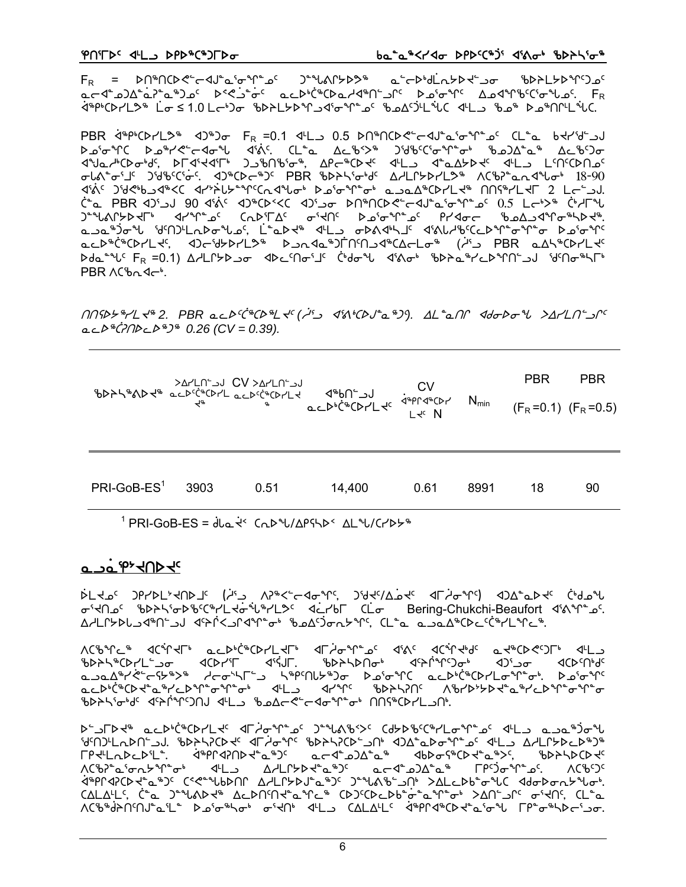$F_R$ = ᐅᑎᖅᑎᑕᐅᕙᓪᓚᐊᒍᓐᓇᕐᓂᖏᓐᓄᑦ ᑐᓐᖓᕕᒋᔭᐅᔭᖅ ᓇᓪᓕᐅᑎᒫᕆᔭᐅᕙᓪᓗᓂ ᖃᐅᔨᒪᔭᐅᖏᑦᑐᓄᑦ ᓇᓪᓕᐊᓐᓄᐃᓐᓈᕐᓇᖅᑐᓄᑦ ᐅᑉᐸᓗᓐᓂᑦ ᓇᓪᓕᐅᑖᖅᑕᐅᓇᓱᐊᖅᑎᓪᓗᒋᑦ ᐅᓄᕐᓂᖏᑦ ᐃᓄᐊᖏᖃᑦᑕᕐᓂᖓᓄᑦ. $F_R$ ᐋᖅᑭᒃᑕᐅᓯᒪᔪᖅ ᒫᓂ ≤ 1.0 ᒪᓕᒃᑐ ᖃᐅᔨᒪᔭᐅᖏᓗᐊᕐᓂᖏᓐᓄᑦ ᖃᓄᐃᑦᑑᒪᖕᖏᑕ ᐊᒻᒪᓗ ᖃᓄᖅ ᐅᓄᕐᓂᖏᒻᒪᖕᖏᑕ.

PBR ᐋᖅᑭᒃᑕᐅᓯᒪᔪᖅ ᐊᑐᖅᑐᓂ $F_R$ =0.1 ᐊᒻᒪᓗ 0.5 ᐅᑎᖅᑎᑕᐅᕙᓪᓚᐊᒍᓐᓇᕐᓂᖏᓐᓄᑦ ᑕᒪᓐᓇ ᑲᔪᓯᑦᑐᒍ ᐅᓄᕐᓂᖏᑦᑕ ᐅᓄᖅᓯᕙᓪᓚᐊᓂᖓ ᐊᕕᑦ. ᑕᒪᓐᓇ ᐃᓚᖃᕐᐸᖅ ᑐᖃᖅᑕᕐᓂᖏᓐᓂᒃ ᖃᓄᐃᓐᓇᖅ ᐃᓚᖃᕐᑐᓂ ᐊᖑᓇᒃᑕᐅᓂᒃᑯᑦ, ᐅᒥᐊᕐᔪᐊᕐᒥᒃ ᑐᓗᖅᑎᖃᕐᓂᖅ, ᐃᑭᓪᓚᖅᑕᐅᔪᑦ ᐊᒻᒪᓗ ᐊᓐᓇᐃᓯᔪᑦ ᐊᒻᒪᓗ ᒪᓕᒋᑦᑕᐅᑎᓄᑦ ᓂᕈᐱᓐᓂᕐᒧᑦ ᑐᖃᖅᑕᕐᓂᑦ. ᐊᑐᖅᑕᓕᖅᑐᑦ PBR ᖃᐅᔨᓴᕐᓂᒃᑯᑦ ᐃᓱᒪᒋᔭᐅᓯᒪᔪᖅ ᐱᑕᖃᕈᓐᓇᕆᐊᖓᓂᒃ 18-90 ᐊᕕᑦ ᑐᖃᕙᒃᑲᓗᐊᖅᐸᑦ ᐊᓯᔾᔨᓕᔭᐅᕙᖕᖏᑦᑕᓇᒍᓂᒃ ᐅᓄᕐᓂᖏᓐᓂᒃ ᓇᓗᓇᐃᖅᑕᐅᓯᒪᔪᖅ ᑎᑎᕋᖅᓯᒪᔪᒥ 2 ᒪᓕᒃᑐᒍ. ᑖᓐᓇ PBR ᐊᑐᑦᑐᒍ 90 ᐊᕕᑦ ᐊᑐᖅᑕᐅᐸᑉᐸᑕ ᓂᕈᐊᖅᑎᑦ ᐊᑐᓂ ᐅᑎᖅᑎᑕᐅᕙᓪᓚᐊᒍᓐᓇᕐᓂᖏᓐᓄᑦ 0.5 ᒪᓕᒃᑐᖅ ᑖᓯᒥᖓ ᑐᓐᖓᕕᒋᔭᐅᔪᒥᒃ ᐊᔪᖏᓐᓄᑦ ᑕᕆᐅᕐᒥᑦ ᓂᕈᐊᖅᑎᑦ ᐅᓄᕐᓂᖏᓐᓄᑦ ᐱᓯᐊᓂᓕ ᖃᓄᐃᓗᐊᖏᓐᓂᖅᓴᐅᔪᖅ. ᓇᓗᓇᖅᑐᓂᖓ ᖁᑎᑦᑐᒪᓇᐅᓂᖓᓄᑦ, ᒫᓐᓇᐅᔪᖅ ᐊᒻᒪᓗ ᓂᐅᕕᐊᖅᓴᒧᑦ ᐊᕕᓯᒃᑯᑦᑕᓕᐅᕐᓂᕐᓂᖓᓂ ᐅᓄᕐᓂᖏᑦ ᓇᓪᓕᐅᑖᖅᑕᐅᓯᒪᔪᑦ, ᐊᑐᓕᖁᔭᐅᓯᒪᔪᖅ ᐅᓗᕆᓇᓐᓂᖅᑎᑦᑎᓗᐊᖅᑕᐃᓕᒪᓂᖅ (ᐃᓱᓗ PBR ᓇᐃᓴᖅᑕᐅᓯᒪᔪᑦ ᐅᑯᓇᓐᖓᑦ $F_R$ =0.1) ᐃᓱᒪᒋᔭᐅᓗᓂ ᐊᐅᓚᑦᑎᓂᕐᒧᑦ ᑖᒃᑯᓂᖓ ᐊᕕᓐᓂᒃ ᖃᐅᔨᓇᖅᓯᓚᐅᖅᑎᓪᓗᒍ ᖁᑎᓂᖅᓴᒥᒃ PBR ᐱᑕᖃᕐᓂᐊᓕᒃ.

*ᑎᑎᕋᐅᔭᖅᓯᒪᔪᖅ 2. PBR ᓇᓪᓕᐅᑖᖅᑕᐅᒪᔪᑦ (ᐃᓱᓗ ᐊᕕᒃᑕᐅᒍᓐᓇᖅᑐᖅ). ᐃᒪᓐᓇᑎᑦ ᐊᑯᓂᐅᓂᖓ ᐳᐃᓯᒪᑎᓪᓗᒋᑦ ᓇᓪᓕᐅᖅᑖᕈᑎᐅᓪᓚᐅᖅᑐᖅ 0.26 (CV = 0.39).*

| ᖃᐅᔨᓴᖅᕕᐊ | >ᐃᓯᒪᑎᓪᓗᒍ ᓇᓪᓕᐅᑖᖅᑕᐅᓯᒪᔪᖅ | CV >ᐃᓯᒪᑎᓪᓗᒍ ᓇᓪᓕᐅᑖᖅᑕᐅᓯᒪᔪᖅ | ᐊᖅᑲᑎᓪᓗᒍ ᓇᓪᓕᐅᑖᖅᑕᐅᓯᒪᔪᑦ | CV ᐋᖅᑭᐊᖅᑕᐅᓯᒪᔪᑦ N | $N_{min}$ | PBR ($F_R$=0.1) | PBR ($F_R$=0.5) |
|---|---|---|---|---|---|---|---|
| PRI-GoB-ES[1] | 3903 | 0.51 | 14,400 | 0.61 | 8991 | 18 | 90 |

[1] PRI-GoB-ES = ᑰᓚᓇᕝ ᑕᕆᐅᖓ/ᐃᑉᕿᓯᐅᑉ ᐃᒪᖓ/ᑕᓯᐅᔭᖅ

## ᓇᓗᓈᖅᑯᑎᐅᔪᑦ

ᐅᒪᔪᓄᑦ ᑐᕈᓯᒪᓪᔪᑎᐅᔪᑦ (ᐃᓱᓗ ᐱᕈᕐᐸᓪᓚᓂᖏᑦ, ᑐᖁᔪᑦ/ᐃᓅᔪᑦ ᐊᒥᒍᓕᖏᑦ) ᐊᑐᐃᓐᓇᐅᔪᑦ ᑳᑯᓂᖓ ᓂᕆᐅᒋᔭᐅᔪᓂᒃ ᖃᐅᔨᓴᕐᓂᐅᖅᑕᖅᓯᒪᔪᖕᓂᖅᓯᒪᔭᕆᓐ ᐊᓂᒃᑲᒥᒃ ᑕᒪᓂ Bering-Chukchi-Beaufort ᐊᕕᖏᓐᓄᑦ. ᐃᓱᒪᒋᔭᐅᓗᐊᖅᑎᓪᓗᒍ ᐊᕐᕌᒍᓄᑦ ᐊᖏᓂᖏᑦ ᖃᓄᐃᑦᑑᓂᖓᔪᖏᑦ, ᑕᒪᓐᓇ ᓇᓗᓇᐃᖅᑕᐅᓚᑦᑖᖅᓯᒪᖏᑦᑐᖅ.

ᐱᑕᖃᕐᒪᖅ ᐊᑕᖏᖓᒃ ᓇᓪᓕᐅᑖᖅᑕᐅᓯᒪᔪᒃ ᐊᒥᖏᓐᓂᖏᓐᓄᑦ ᐊᕕᑦ ᐊᑕᖏᖕᒋᑦ ᓇᕙᖅᑕᐅᕙᑦᑐᒃ ᐊᒻᒪᓗ ᖃᐅᔨᓴᖅᑕᐅᓯᒪᓪᓗᓂ ᐊᑕᐅᓯᕐᒥ ᐊᕐᕌᒍᒥ. ᖃᐅᔨᓴᐅᑎᓂᒃ ᐊᕐᕌᒍᓂᑦᑐᓂᒃ ᐊᑐᓂ ᐊᑕᖅᑎᒃᑯᑦ ᓇᓗᓇᐃᖅᑐᐊᓕᕙᓪᓕᐊᔪᖅ ᓱᓕᓂᓯᒪᒋᓪᓗ ᓴᖅᑭᑎᒃᓯᔪᖅ ᐅᓄᕐᓂᖏᑦ ᓇᓪᓕᐅᑖᖅᑕᐅᓂᖏᓐᓂᒃ. ᐅᓄᕐᓂᖏᑦ ᓇᓪᓕᐅᑖᖅᑕᐅᔭᕆᐊᖃᓕᕐᓂᖏᓐᓂ ᐊᒻᒪᓗ ᐊᕐᕌᒍᑦ ᖃᐅᔨᓴᕈᑎᑦ ᐱᖁᔭᐅᕙᓪᓕᐊᔭᕆᐊᖃᓕᕐᓂᖏᓐᓂ ᖃᐅᔨᓴᕐᓂᒃᑯᑦ ᐊᕐᕌᒍᑐᑦᑎᒍᑦ ᐊᒻᒪᓗ ᖃᓄᐃᓕᕙᓪᓕᐊᓂᖏᓐᓂᒃ ᑎᑎᕋᖅᑕᐅᓯᒪᓗᑎᒃ.

ᐅᓪᓗᒥᐅᔪᖅ ᓇᓪᓕᐅᑖᖅᑕᐅᓯᒪᔪᑦ ᐊᒥᖏᓐᓂᖏᓐᓄᑦ ᑐᓐᖓᕕᒋᔭᐅᔪᑦ ᑕᑯᔭᐅᑦᑕᖅᓯᒪᓂᖏᓐᓄᑦ ᐊᒻᒪᓗ ᓇᓗᓇᖅᑐᓂᖓ ᖁᑎᑦᑐᒪᓇᐅᑎᓪᓗᒍ. ᖃᐅᔨᓴᕈᑕᐅᔪᑦ ᐊᒥᖏᓐᓂᖏᑦ ᖃᐅᔨᓴᕈᑕᐅᓪᓗᑎᒃ ᐊᑐᐃᓐᓇᐅᓂᖏᓐᓄᑦ ᐊᒻᒪᓗ ᐃᓱᒪᒋᔭᐅᓚᐅᖅᑐᖅ ᒥᑭᔪᒪᓇᐅᑎᓚᐅᕐᒪᑦ. ᐋᖅᑭᐊᕈᑎᐅᔪᓐᓇᖅᑐᖅ ᓇᓪᓕᐊᓐᓄᐃᓐᓈᕐᓇᖅ, ᐊᐅᓐᓂᖅᑕᐅᔪᓐᓇᖅᐳᖅ, ᖃᐅᔨᓴᖅᑕᐅᔪᑦ ᐱᑕᖃᕐᓇᓂᓗᑎᒃ ᐊᒻᒪᓗ ᐃᓱᒪᒋᔭᐅᔪᓐᓇᖅᑐᖅ ᓇᓪᓕᐊᓐᓄᐃᓐᓈᕐᓇᖅ ᒥᑭᔪᓂᒃ. ᐱᑕᖃᖅᑐᖅ ᐋᖅᑭᐊᕈᑕᐅᔪᓐᓇᖅᑐᖅ ᑕᑯᔭᐅᑦᑕᖅᓯᒪᓂᖏᓐᓂᒃ ᑐᓐᖓᕕᒋᔭᐅᔪᑦ ᐃᓚᐅᑎᑦᑎᓂᖅᓴᐅᓗᓂ ᐊᑯᓂᐅᓂᖓᓄᑦ. ᑕᒪᐃᒪᓪᓗ, ᑖᓐᓇ ᑐᓐᖓᕕᐅᔪᖅ ᐃᓚᐅᑎᑦᑎᓇᓱᒃᑐᖅ ᑕᐅᑦᑐᑕᐅᓗᑎᒃ ᐅᓄᕐᓂᖏᑦ ᐱᐅᓂᖅᓴᐅᓂᖏᑦ ᓂᕈᐊᑦ, ᑕᒪᓐᓇ ᐱᑕᖃᕐᒥᓂᕐᓂᖏᑦ ᐅᓄᕐᓂᖏᓐᓂᒃ ᓂᕈᐊᑦ ᐊᒻᒪᓗ ᑕᐃᒪᐃᒻᒪᑦ ᐋᖅᑭᐊᖅᑕᐅᓇᖅᑐᖅ ᒥᑭᓂᖅᓴᐅᓕᕐᓂᖓ.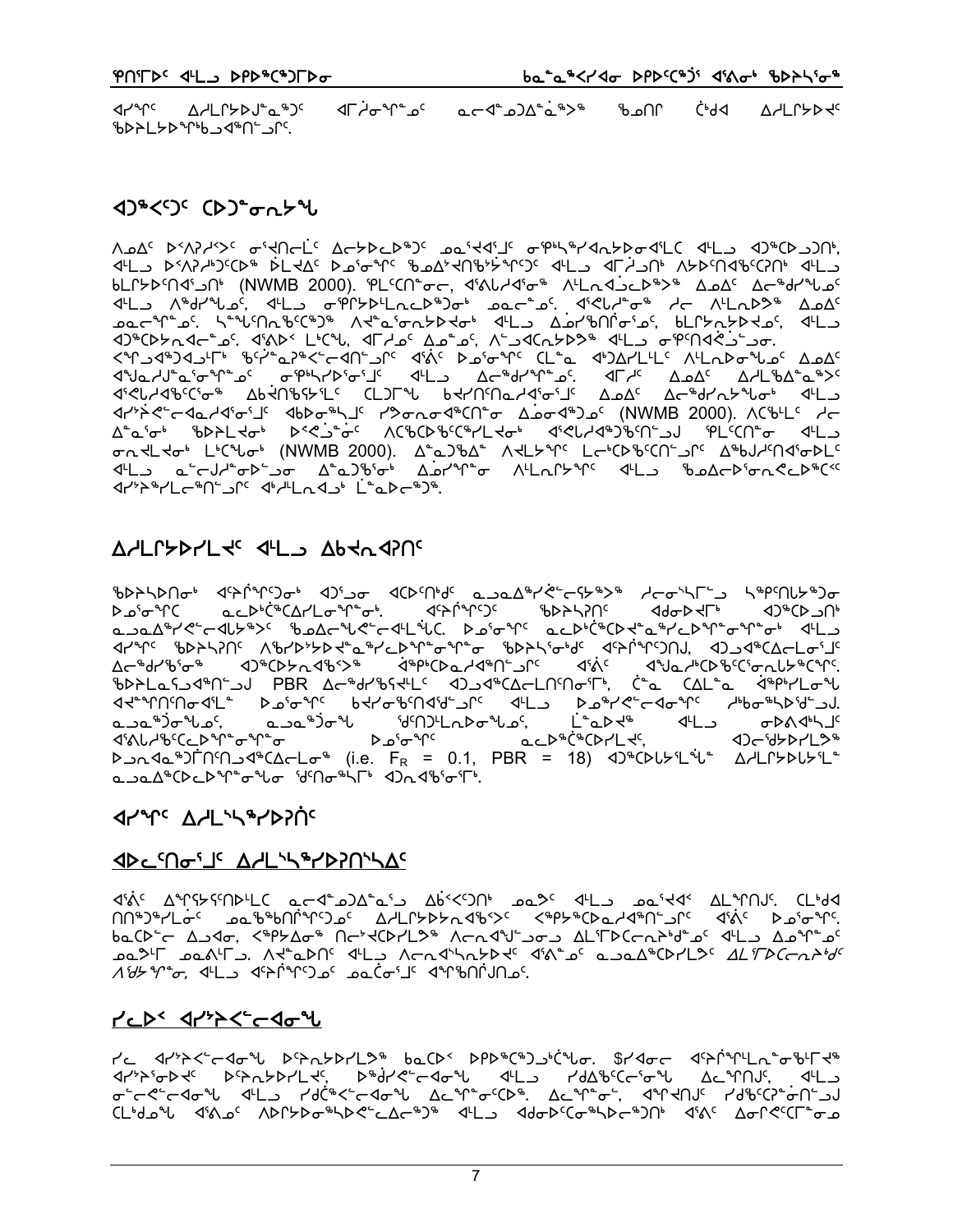ᐊᓯᖏᑦ ᐃᓱᒪᒃᓴᐅᒍᓐᓇᖅᑐᑦ ᐊᒥᓲᓂᖏᓐᓄᑦ ᓇᓕᐊᓐᓂᐃᓐᓈᕐᕕᒃ ᖃᓄᐃᑦ ᑖᒃᑯᐊ ᐃᓱᒪᒃᓴᐅᔪᑦ ᖃᐅᔨᒪᔭᐅᖏᑲᓐᓂᕐᓂᖏᑦᑎᓐᓂ.

## ᐊᑐᖅᐸᑐᑦ ᑕᐅᑐᙵᓂᖃᔅᓴ

ᐱᓇᐃᑦ ᐅᑉᐱᕈᓯᑉᐳᑦ ᓂᕿᑎᓕᒫᑦ ᐃᓕᔭᐅᓚᐅᖅᑐᑦ ᓄᓇᕐᔪᐊᕐᒧᑦ ᓂᕆᔭᖅᓯᐊᕆᔭᐅᓂᐊᕐᓚᑕ ᐊᒻᒪᓗ ᐊᑐᖅᑕᐅᓗᑎᒃ, ᐊᒻᒪᓗ ᐅᑉᐱᕈᓰᑦᑐᑕᐅᖅ ᐆᒪᔪᐃᑦ ᐅᓄᕐᓂᖏᑦ ᖃᓄᐃᓪᓗᐊᕐᑎᖃᔾᔭᕆᐊᖃᕐᓂᖏᑦ ᐊᒻᒪᓗ ᐊᒥᓲᓂᑦ ᐱᔭᐅᑎᑦᑎᐊᖃᑦᑕᕆᑦ ᐊᒻᒪᓗ ᑲᒪᔭᐅᑎᐊᕐᓗᑎᒃ (NWMB 2000). ᑭᒡᒐᑎᒍᓐᓂ, ᐊᕙᓕᔪᐊᓂᖅ ᐱᒪᕆᐊᓗᒃᑕᐅᓗᕐᔾᔪᒃ ᐃᓄᐃᑦ ᐃᓕᖅᑯᓯᖏᑦ ᐊᒻᒪᓗ ᐱᖅᑯᓯᖏᑦ, ᐊᒻᒪᓗ ᓂᕿᑦᑐᓯᒪᓂᖏᑦ ᓄᓇᓕᖏᓐᓂ. ᐊᕙᓕᔪᐊᓂᖅ ᓯᓚ ᐱᓕᒪᐅᕐᔾᔪᑦ ᐃᓄᐃᑦ ᓄᓇᓕᖏᓐᓂ. ᓴᖑᑎᓐᓇᖅᑕᐅᑦᑐᖅ ᐱᔪᓐᓇᕐᓂᕐᓗᒍ ᐊᒻᒪᓗ ᐃᓅᓯᖃᖅᑎᓐᓂᕐᓂ, ᑲᒪᔭᕆᔭᐅᔾᔪᑎ, ᐊᒻᒪᓗ ᐊᑐᖅᑕᕆᓐᓇᕐᓃᑦ. ᐊᕕᐅᑉ ᒪᒃᑕᖓ, ᐊᒥᓱᓂᒃ ᐃᓄᓐᓂᒃ, ᐱᓗᐊᑕᕆᔭᐅᔪᖅ ᐊᒻᒪᓗ ᓂᕿᑎᐊᕙᓗᓐᓂ. ᐸᖑᐊᖅᐊᓗᒥᒃ ᖃᐧᔨᓐᓇᕐᓴᕆᑦ ᐊᑎᓪᓗᒍ ᐊᕕᐊᖅ ᐅᓄᕐᓂᖏᑦ ᑕᓪᓇ ᐊᑐᐃᓯᒪᓪᓗᑕ ᐱᓕᕆᐅᓂᕐᓗᓂ ᐃᓄᐃᑦ ᐊᕕᐊᓇᕐᒧᑦ ᓯᑭᖅᐸᔭᐅᓂᕐᒧᑦ ᐊᒻᒪᓗ ᐃᓚᖅᑯᓯᖏᓐᓄᑦ. ᐊᒥᓱᑦ ᐃᓄᐃᑦ ᐃᓱᒪᒃᑲᖃᑦᑕᕐᑐᑦ ᐊᕙᓕᔪᐊᕐᑕᖅ ᐃᑲᔪᖅᑎᒃᓴᓕᒫᑦ ᑕᒡᓗᒥᖕ ᑲᔪᕐᑎᓐᓇᓯᐊᕐᓂᓗᑦ ᐃᓄᐃᑦ ᐃᓚᖅᑯᓯᕐᓂᖏᑦ ᐊᓯᕗᕆᐅᓕᓇᓯᐊᕐᓂᓗᑦ ᐊᒃᑐᐅᓴᖕᓗᑦ ᕿᑐᓂᐊᕐᑕᖅ ᐃᓅᓂᐊᕐᑐᓄᑦ (NWMB 2000). ᐱᑕᖃᕐᒪᑦ ᓯᓚ ᐃᓐᓈᕐᓂᑦ ᖃᐅᔨᒪᔪᓂᑦ ᐅᑉᐱᕈᓯᑦ ᐱᑕᖃᕐᑲᓐᓂᕐᒪᔪᓂᑦ ᐊᕙᓕᔪᐊᕐᑐᑦᑎᓐᓄᑦ ᑭᒡᒐᑎᓐᓂ ᐊᒻᒪᓗ ᓂᕆᔭᒪᔪᑦ ᒪᒃᑕᖏᑦ (NWMB 2000). ᐃᓐᓇᕈᑲᐃᓐ ᐱᔭᒪᔪᑦ ᒪᓕᒃᑕᐅᑦᑎᓐᓂᓪᓗᑦ ᐃᖅᑲᐅᓯᑎᐊᓂᒪ ᐊᒻᒪᓗ ᓇᓕᒍᓯᓐᓂᐅᓪᓗᓂ ᐃᓐᓇᕈᑦᓯᓐᓂ ᐃᓄᓯᖏᓐᓂ ᐱᒪᕆᑦᓯᖏᑦ ᐊᒻᒪᓗ ᖃᓄᐃᓕᐅᕐᓂᕆᓕᖅᑕᑉ ᐊᓯᕗᕆᓕᕐᑎᓐᓂᑦ ᐊᑉᓯᒪᕙᐊᒃ ᒫᓐᓇᓕᕐᑐᖅ.

## ᐃᓱᒪᒋᔭᐅᓯᒪᔪᑦ ᐊᒻᒪᓗ ᐃᑲᔪᕆᐊᕈᑎᑦ

ᖃᐅᔨᓴᐅᑎᓂᒃ ᐊᕐᕌᒍᑦᑎᓂᒃ ᐊᑐᓗᓂ ᐊᑕᐅᑦᑎᒃᑯᑦ ᓇᓗᓇᐃᖅᓯᕙᓪᓕᐊᔪᖅ ᓯᓂᖓᓂ ᓴᖅᑭᑎᒐᔪᖅᑐᓂ ᐅᓄᕐᓂᖏᑦ ᓇᓕᐅᑦᑕᖅᑕᐅᓯᒪᓂᖏᓐᓂᒃ. ᐊᕐᕌᒍᖏᑦᑐᑦ ᖃᐅᔨᓴᕐᑎᑦ ᐊᒃᑐᐃᔾᔪᑎᒃ ᐊᑐᖅᑕᐅᓗᑎᒃ ᓇᓗᓇᐃᖅᓯᕙᓪᓕᐊᔪᖅ ᖃᓄᐃᓕᕙᓪᓕᐊᓂᖓᓂᒃ. ᐅᓄᕐᓂᖏᑦ ᓇᓕᐅᑦᑕᖅᑕᐅᓕᕐᑐᑎᒃ ᓴᖅᑭᔮᓕᖅᐸᓕᐊᓂᖏᓐᓂᒃ ᐊᒻᒪᓗ ᐊᓯᖏᑦ ᖃᐅᔨᓴᕐᑏᑦ ᐱᕐᔪᑎᒋᓗᓂᒋ ᖃᐅᔨᓴᖅᑕᐅᔪᓐᓄᑦ ᐊᕐᕌᒍᖏᑦᑐᑎᒍᑦ, ᐊᑐᓂᑦᑕᐅᓗᓂᒋᑦ ᐃᓕᖅᑯᓯᖅᑕᖅᓯᒪᔪᑦ ᐊᑐᐃᓐᓇᕆᐊᖃᕐᓂᖏᓐᓄᑦ ᐊᕕᐅᑦ ᐊᕙᓕᔪᐊᖅᐸᐃᓪᓗᓯᓐᓇᕆᓯᒪᔪᑦ. ᖃᐅᔨᒪᓇᓱᐊᕐᑎᒍᑦ PBR ᐃᓕᖅᑯᓯᖃᑦᑕᕐᑐᓂ ᐊᑐᓗᐊᕐᑕᐃᓕᒪᑎᑦᑎᓂᕐᒥᒃ, ᑖᓐᓇ ᑕᐃᒪᓐᓇ ᐊᕐᕕᓯᒪᓂᖓ ᐊᔾᔨᒋᔭᐅᑎᑦᑎᓂᐊᕐᒪᓐ ᐅᓄᕐᓂᖏᑦ ᑲᔪᕐᓯᑎᑦᑎᐊᕐᑎᓐᓂᖓᓄᑦ ᐊᒻᒪᓗ ᐅᓄᖅᓯᕙᓪᓕᐊᓂᖏᑦ ᓱᒃᑲᓐᓂᕐᖃᐅᑎᓐᓂᖓ. ᓇᓗᓇᖅᑐᖓᓄᑦ, ᓇᓗᓇᖅᑐᖓ ᖁᑦᑎᒃᑑᒪᓪᓗᖓᓄᑦ, ᒫᓐᓇᐅᔪᖅ ᐊᒻᒪᓗ ᓯᓂᐱᐊᖅᓴᒧᑦ ᐊᕙᓕᔪᑦᑕᐅᓯᒪᓂᖏᓐᓂ ᐅᓄᕐᓂᖏᑦ ᓇᓕᐅᑦᑕᖅᑕᐅᓯᒪᓗᑦ, ᐊᑐᖅᑕᐅᔪᓯᒪᓪᓗᒍ ᐅᓄᕈᓐᓇᖅᑐᒥᑦᑎᓂᑦᑎᐊᑦᑕᐃᒪᓂᖅ (i.e. $F_R$ = 0.1, PBR = 18) ᐊᑐᖅᑕᐅᒐᓱᒋᐊᓪᓚ ᐃᓱᒪᒋᔭᐅᒐᓱᒪᓪᓚ ᓇᓗᓇᐃᖅᑕᐅᓯᒪᔪᓂᖃᖅᑐᑦ ᖁᑎᓐᓂᖅᓴᒥᒃ ᐊᑐᓇᖅᑯᓂᕐᓂ.

## ᐊᓯᖏᑦ ᐃᓱᒪᓵᖅᓯᐅᕈᑎᑦ

### ᐊᐅᓚᑦᑎᓂᕐᒧᑦ ᐃᓱᒪᓵᖅᓯᐅᕈᑎᓵᕐᑦ

ᐊᕕᐊᑦ ᐃᖏᖅᓴᓯᑎᐅᒪᓪᓚᑦ ᓇᓕᐊᓐᓂᐃᓐᓈᓴᖅ ᐃᑳᐸᑐᑎᒃ ᓄᓇᕗᑦ ᐊᒻᒪᓗ ᓄᓇᕐᔪᐊᖅ ᐃᒪᖏᑎᒍᑦ. ᑕᒪᒃᑯᐊ ᑎᑎᖅᑐᓯᒪᓂᑦ ᓄᓇᖅᑲᑎᒌᖏᑦᑐᓄᑦ ᐃᓱᒪᒃᓴᐅᓇᕐᓴᖅᑐᑦ ᐸᖅᑭᖅᑕᐅᓂᐊᕐᒪᑕ ᐊᕕᐊᑦ ᐅᑦᑐᓕᐊᒥᒃ. ᑲᓇᑕᒥᓐᓂ ᐃᓄᐃᓂ, ᐸᖅᑭᔾᔭᐅᓂᖅ ᑎᓕᔪᑕᐅᓯᒪᔪᖅ ᐱᓇᓱᐊᕈᓯᖏᓐᓂᒃ ᐃᓚᒌᑦᑐᑦᑕᐅᓂᐊᖅᑐᑦ ᐊᒻᒪᓗ ᐃᓄᖏᓐᓄᑦ ᓄᓇᕗᒥ ᓄᓇᕕᒥᓗ. ᐱᔪᓐᓇᕐᑎᑦ ᐊᒻᒪᓗ ᐱᓕᕆᐊᓴᕈᑎᔪᑦ ᐊᕕᐊᓐᓄᑦ ᓇᓗᓇᐃᖅᑕᐅᓯᒪᔪᑦ ᐃᓕᕆᐅᑕᕐᓂᕐᑕᐅᓂᖅ *ᐱᑦᓯᖏᓐᓂ*, ᐊᒻᒪᓗ ᐊᕐᕌᒍᖏᑦᑐᓂ ᓄᓇᑖᕐᓂᑦ ᐊᖏᖅᑎᕈᑎᓄᑦ.

### ᓯᓚᐅᑉ ᐊᓯᔾᔨᕐᑐᐊᓂᖓ

ᓯᓚ ᐊᓯᔾᔨᕐᑐᐊᓂᖓ ᐅᕐᕆᓇᔪᐅᓯᒪᔪᖅ ᑲᓇᑕᐅᑉ ᐅᐸᒃᑕᐅᑦᑕᕐᑎᓐᓂ. $ᓯᔨᐊᓂ ᐊᕐᕌᒍᖏᓗᓐᓂᖅᑯᓯᐊ ᐊᓯᔾᔨᕐᓂᐅᑉ ᐅᕐᕆᓇᔪᐅᓯᒪᔪᑦ, ᐅᖅᑯᓯᕐᑐᐊᓂᖓ ᐊᒻᒪᓗ ᓯᑯᐃᖅᑎᕐᓂᖓ ᐃᓚᖏᑦᑎᓐᓂ, ᐊᒻᒪᓗ ᓂᖏᓕᕐᑐᐊᓂᖓ ᐊᒻᒪᓗ ᓯᑯᐃᓕᕐᓂᖓ ᐃᓚᖏᓐᓂᐅᑉ. ᐃᓚᖏᓐᓂ, ᐊᖏᔪᑦ ᓯᑯᖃᕐᑎᕐᓂᐅᖅᑐᓂ ᑕᒪᒃᑯᓇ ᐊᕕᐊᓐᓂ ᐱᑎᓯᐅᓂᖅᓴᐅᕈᖅᑐᐃᓐᓇᖅ ᐊᒻᒪᓗ ᐊᑐᐅᑕᕐᓂᖅᓴᐅᖅᑐᑦ ᐊᕕᐊᑦ ᐃᓂᑎᕈᑎᓐᓂᐅᓗ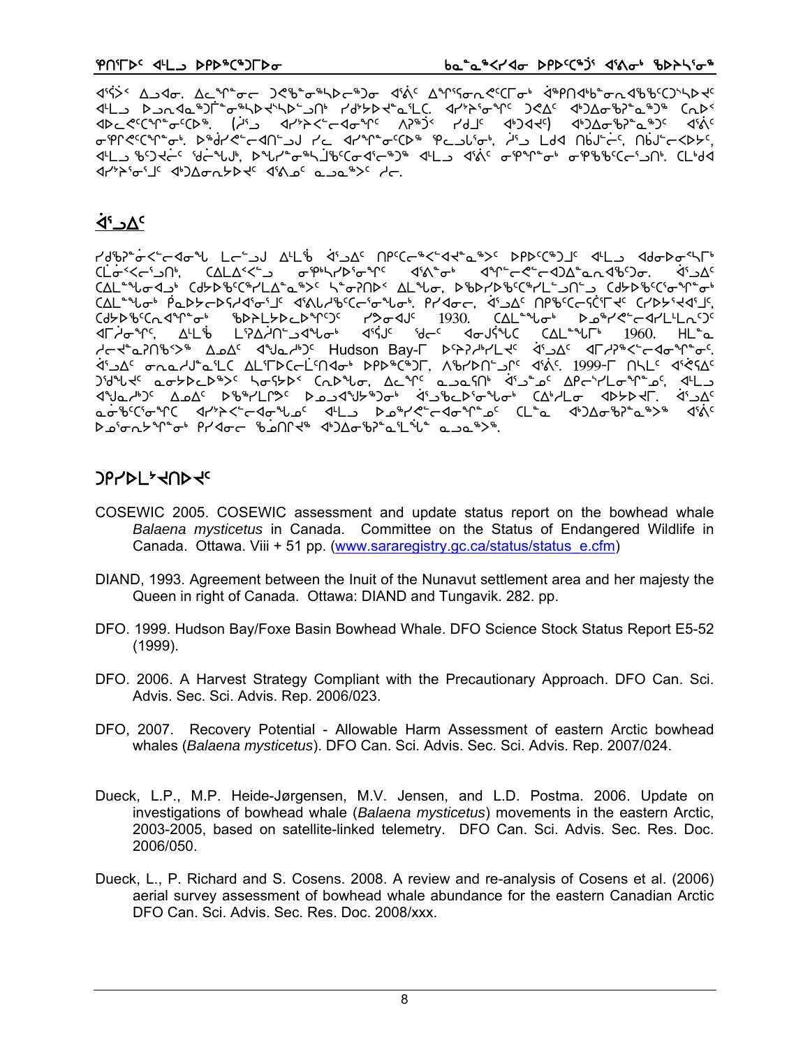ᐊᕐᕌᐳᑉ ᐃᓄᐊᓂ. ᐃᓚᖏᓐᓂᓕ ᑐᕋᒃᑲᓂᖅᓴᐅᓚᖅᑐᓂ ᐋᕝᕕᑦ ᐃᖏᕐᕋᓂᕆᐊᕐᑕᒥᓂᒃ ᐋᖅᑭᑎᑲᓐᓂᕆᐊᖃᖅᑕᐅᔪᔭᐅᔪᑦ ᐊᒻᒪ ᐅᓗᕆᐊᖅᑐᒦᓐᓂᖅᓴᐅᔪᔾᔭᐅᓗᑎᒃ ᓯᑯᔭᐅᔪᓐᓇᕐᒪᑕ. ᐊᓯᔾᔨᕐᓂᖏᑦ ᑐᕋᐃᑦ ᐊᒃᑐᐃᓂᖃᕐᓇᖅᑐᖅ ᑕᕝᕙᐅᑉ ᐊᐅᓚᕙᑦᑕᖏᓐᓂᑦᑕᐅᖅ. (ᓱᕐᓗ ᐊᓯᔾᔨᕙᓪᓕᐊᓂᖏᑦ ᐱᕐᖃᔾᔪᑉ ᓯᑯᒧᑦ ᐊᒃᑐᐊᕐᕋ) ᐊᒃᑐᐃᓂᖃᕐᓇᖅᑐᑦ ᐋᕝᕕᑦ ᓂᕿᕆᕙᑦᑕᖏᓐᓂᒃ. ᐅᖃᓯᕙᓪᓕᐊᑎᓗᒍ ᓯᓚ ᐊᓯᖏᓐᓂᑦᑕᐅᖅ ᕿᓚᓗᒡᓂᒃ, ᓱᕐᓗ ᒪᒃᑯᐊ ᑎᒃᑰᓕᑦ, ᑎᒃᑰᓕᕙᐅᔭᑦ, ᐊᒻᒪ ᖃᑦᑐᔪᓪᓚᑦ ᖁᓪᓕᖕᒃ, ᐅᖓᓯᓐᓂᖅᓴᒧᑦᑕᐅᓂᐊᕐᓕᖅᑐᖅ ᐊᒻᒪ ᐋᕝᕕᑦ ᓂᕿᖏᓐᓂᒃ ᓂᕿᑲᑦᑕᓕᕐᓗᑎᒃ. ᑕᒃᑯᐊ ᐊᓯᔾᔨᕐᓂᕐᒧᑦ ᐊᒃᑐᐃᓂᕆᔭᐅᔪᑦ ᐋᕝᕕᓄᑦ ᓇᓗᓇᖅᐳᑦ ᓯᓕ.

## ᐋᕐᓗᐃᑦ

ᓯᑯᖃᕐᓂᕐᕙᓪᓕᐊᓂᖓ ᒪᓕᓪᓗᒍ ᐃᒻᒪᖄ ᐋᕐᓗᐃᑦ ᑎᑭᑦᑕᕐᓕᕐᕙᓪᓕᐊᕙᖕᓇᖅᐳᑦ ᐅᑭᐅᖅᑕᖅᑐᒧᑦ ᐊᒻᒪ ᐊᑯᓂᐅᓂᖅᓴᒥᒃ ᑕᐃᓐᓂᕙᓪᓕᕐᓗᑎᒃ, ᑕᐃᒪᐃᑉᐸᓪᓕᓗ ᓂᕿᖃᖅᓯᐅᕐᓂᖏᑦ ᐋᕝᕕᓐᓂᒃ ᐊᖏᕐᕆᕙᓪᓕᐊᓂᐅᖕᓇᖅᑕᑉᐸᓪᓕᐊᔪᕐᓂᕐᒃ ᐃᒪᐃᓐᓇᖅᑐᖅ. ᐋᕐᓗᐃᑦ ᑕᐃᒪᖓᓂᑦ ᑕᐅᑐᑦᑕᐅᓯᒪᓕᖅᑐᑦ ᓴᓂᕋᐅᑉ ᐃᒪᖓᓂ, ᐅᑯᓯᐅᑉᑕᐅᓯᒪᓗᑎᓪᓗ ᑕᐅᑐᑦᑕᐅᓂᖏᑦ ᑕᐃᒪᖓᓂᑦ ᑭᓇᐅᔭᓕᐅᕐᓯᐊᓂᕐᒧᑦ ᐋᕝᕕᓯᐅᑦᑕᖅᑐᓂᑦ. ᑭᓯᐊᓂ, ᐋᕐᓗᐃᑦ ᑎᑭᑦᑕᕆᐊᕐᑎᑦᑕᐅᓯᒪᔪᓐᓂᕐᒥᒃ, ᑕᐅᑐᑦᑕᐅᖃᑦᑕᕐᓂᖏᑦ ᑲᒪᓇᕈᑎᑦᑎᐊᓐᓂᖅᓴᐅᓯᒪᔪᑦ ᓯᕗᓂᐊᓂ 1930. ᑕᐃᒪᓐᓂᑦ ᐅᓄᕐᓯᕙᓪᓕᐊᓕᕐᒪᑕ ᐊᒥᓱᓂᖏᑦ, ᐃᒻᒪᖄ ᒪᑭᐱᓐᓂᖅᑐᐊᖑᓂᒃ ᐋᕐᕌᒍᓂᒃ ᖃᓂᑲᓐᓂᑦ ᐊᓄᒎᖓᑕ ᑕᐃᒪᖕᖓᒥᒃ 1960. ᕼᒫᓇ ᓯᓚᕐᔪᐊᕐᓇᖅᑎᒃᑯᑦ ᐃᓄᐃᑦ ᐊᖑᓇᓱᒃᑐᑦ Hudson Bay-ᒥ ᐅᖃᐅᓯᕆᓯᒪᔪᑦ ᐋᕐᓗᐃᑦ ᐊᒥᓱᕈᕐᓂᖅᓴᖅᑕᐅᖁᔭᐅᒃᑲᓐᓂᖅᑐᑦ. ᐋᕐᓗᐃᑦ ᓂᕆᓇᓱᒍᓐᓇᕐᓂᖓᑦ ᐃᒪᕐᒥᐅᑕᓕᒫᕐᑎᐊᓂᒃ ᐅᑉᐳᕐᑕᐅᑉᒥ, ᐱᒃᓯᐅᑎᓗᒍ ᐋᕝᕕᑦ. 1999-ᒥ ᑎᓴᒪᑦ ᐋᕝᕕᐃᑦ ᑐᖁᓪᓗᔭᑦ ᓇᓂᔭᐅᓚᐅᖅᓯᑦ ᓴᓂᕋᐅᑉ ᑕᕆᐅᖓᓂ, ᐃᓚᖏᑦ ᓇᒧᓇᕐᑎᒃ ᐋᕐᓗᓐᓄᑦ ᐃᑭᓐᓯᓕᒪᓂᖅᑐᓄᑦ, ᐊᒻᒪ ᐊᖑᓇᓱᒃᑐᑦ ᐃᓄᐃᑦ ᐅᖃᐅᓯᕆᓯᒪᔪᑦ ᐅᓗᕆᐊᖑᔾᔪᑎᒋᓂᖓᑦ ᐋᕐᓗᒃᑲᓪᓚᐅᕐᑎᒍᑦ ᑕᑭᓯᒪᓂ ᐊᐅᔭᐅᔪᒥ. ᐋᕐᓗᐃᑦ ᓇᓂᖃᑦᑕᕐᓂᖏᑦ ᐊᓯᔾᔨᕐᓂᕐᓂᖏᑦ ᐊᒻᒪ ᐅᓄᕐᓯᕐᓂᖏᑦ ᑕᒪᓇ ᐊᒃᑐᐃᓂᖃᕐᓇᖅᐳᖅ ᐋᕝᕕᑦ ᐅᓄᕐᓂᖃᕐᓂᖏᓐᓂᑦ ᑭᓯᐊᓂ ᖃᐅᔨᒋᔭᐅᙱᑦᑐᖅ ᐊᒃᑐᐃᓂᖃᕋᓱᒃᐸᓐᓂᖓ ᓇᓗᓇᖅᐳᖅ.

## ᑐᑭᓯᒪᔾᔪᑎᖃᖅᑐᑦ

COSEWIC 2005. COSEWIC assessment and update status report on the bowhead whale *Balaena mysticetus* in Canada. Committee on the Status of Endangered Wildlife in Canada. Ottawa. Viii + 51 pp. (www.sararegistry.gc.ca/status/status_e.cfm)

DIAND, 1993. Agreement between the Inuit of the Nunavut settlement area and her majesty the Queen in right of Canada. Ottawa: DIAND and Tungavik. 282. pp.

DFO. 1999. Hudson Bay/Foxe Basin Bowhead Whale. DFO Science Stock Status Report E5-52 (1999).

DFO. 2006. A Harvest Strategy Compliant with the Precautionary Approach. DFO Can. Sci. Advis. Sec. Sci. Advis. Rep. 2006/023.

DFO, 2007. Recovery Potential - Allowable Harm Assessment of eastern Arctic bowhead whales (*Balaena mysticetus*). DFO Can. Sci. Advis. Sec. Sci. Advis. Rep. 2007/024.

Dueck, L.P., M.P. Heide-Jørgensen, M.V. Jensen, and L.D. Postma. 2006. Update on investigations of bowhead whale (*Balaena mysticetus*) movements in the eastern Arctic, 2003-2005, based on satellite-linked telemetry. DFO Can. Sci. Advis. Sec. Res. Doc. 2006/050.

Dueck, L., P. Richard and S. Cosens. 2008. A review and re-analysis of Cosens et al. (2006) aerial survey assessment of bowhead whale abundance for the eastern Canadian Arctic DFO Can. Sci. Advis. Sec. Res. Doc. 2008/xxx.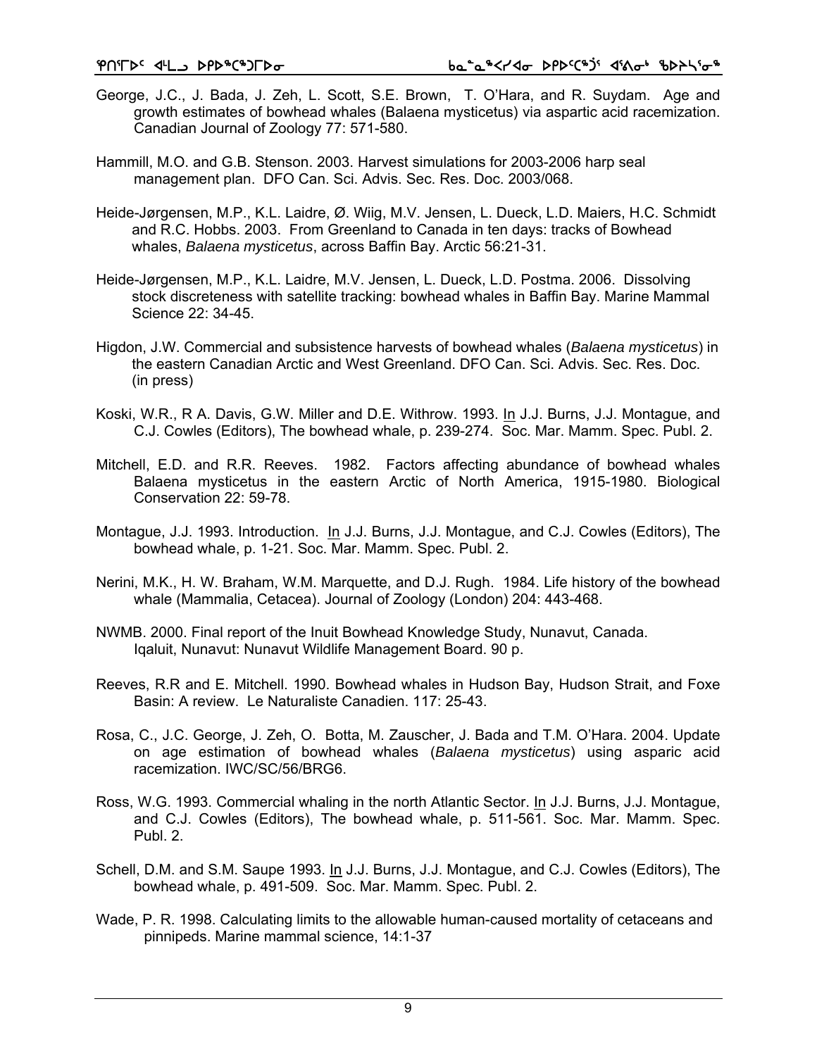George, J.C., J. Bada, J. Zeh, L. Scott, S.E. Brown, T. O'Hara, and R. Suydam. Age and growth estimates of bowhead whales (Balaena mysticetus) via aspartic acid racemization. Canadian Journal of Zoology 77: 571-580.

Hammill, M.O. and G.B. Stenson. 2003. Harvest simulations for 2003-2006 harp seal management plan. DFO Can. Sci. Advis. Sec. Res. Doc. 2003/068.

Heide-Jørgensen, M.P., K.L. Laidre, Ø. Wiig, M.V. Jensen, L. Dueck, L.D. Maiers, H.C. Schmidt and R.C. Hobbs. 2003. From Greenland to Canada in ten days: tracks of Bowhead whales, *Balaena mysticetus*, across Baffin Bay. Arctic 56:21-31.

Heide-Jørgensen, M.P., K.L. Laidre, M.V. Jensen, L. Dueck, L.D. Postma. 2006. Dissolving stock discreteness with satellite tracking: bowhead whales in Baffin Bay. Marine Mammal Science 22: 34-45.

Higdon, J.W. Commercial and subsistence harvests of bowhead whales (*Balaena mysticetus*) in the eastern Canadian Arctic and West Greenland. DFO Can. Sci. Advis. Sec. Res. Doc. (in press)

Koski, W.R., R A. Davis, G.W. Miller and D.E. Withrow. 1993. In J.J. Burns, J.J. Montague, and C.J. Cowles (Editors), The bowhead whale, p. 239-274. Soc. Mar. Mamm. Spec. Publ. 2.

Mitchell, E.D. and R.R. Reeves. 1982. Factors affecting abundance of bowhead whales Balaena mysticetus in the eastern Arctic of North America, 1915-1980. Biological Conservation 22: 59-78.

Montague, J.J. 1993. Introduction. In J.J. Burns, J.J. Montague, and C.J. Cowles (Editors), The bowhead whale, p. 1-21. Soc. Mar. Mamm. Spec. Publ. 2.

Nerini, M.K., H. W. Braham, W.M. Marquette, and D.J. Rugh. 1984. Life history of the bowhead whale (Mammalia, Cetacea). Journal of Zoology (London) 204: 443-468.

NWMB. 2000. Final report of the Inuit Bowhead Knowledge Study, Nunavut, Canada. Iqaluit, Nunavut: Nunavut Wildlife Management Board. 90 p.

Reeves, R.R and E. Mitchell. 1990. Bowhead whales in Hudson Bay, Hudson Strait, and Foxe Basin: A review. Le Naturaliste Canadien. 117: 25-43.

Rosa, C., J.C. George, J. Zeh, O. Botta, M. Zauscher, J. Bada and T.M. O'Hara. 2004. Update on age estimation of bowhead whales (*Balaena mysticetus*) using asparic acid racemization. IWC/SC/56/BRG6.

Ross, W.G. 1993. Commercial whaling in the north Atlantic Sector. In J.J. Burns, J.J. Montague, and C.J. Cowles (Editors), The bowhead whale, p. 511-561. Soc. Mar. Mamm. Spec. Publ. 2.

Schell, D.M. and S.M. Saupe 1993. In J.J. Burns, J.J. Montague, and C.J. Cowles (Editors), The bowhead whale, p. 491-509. Soc. Mar. Mamm. Spec. Publ. 2.

Wade, P. R. 1998. Calculating limits to the allowable human-caused mortality of cetaceans and pinnipeds. Marine mammal science, 14:1-37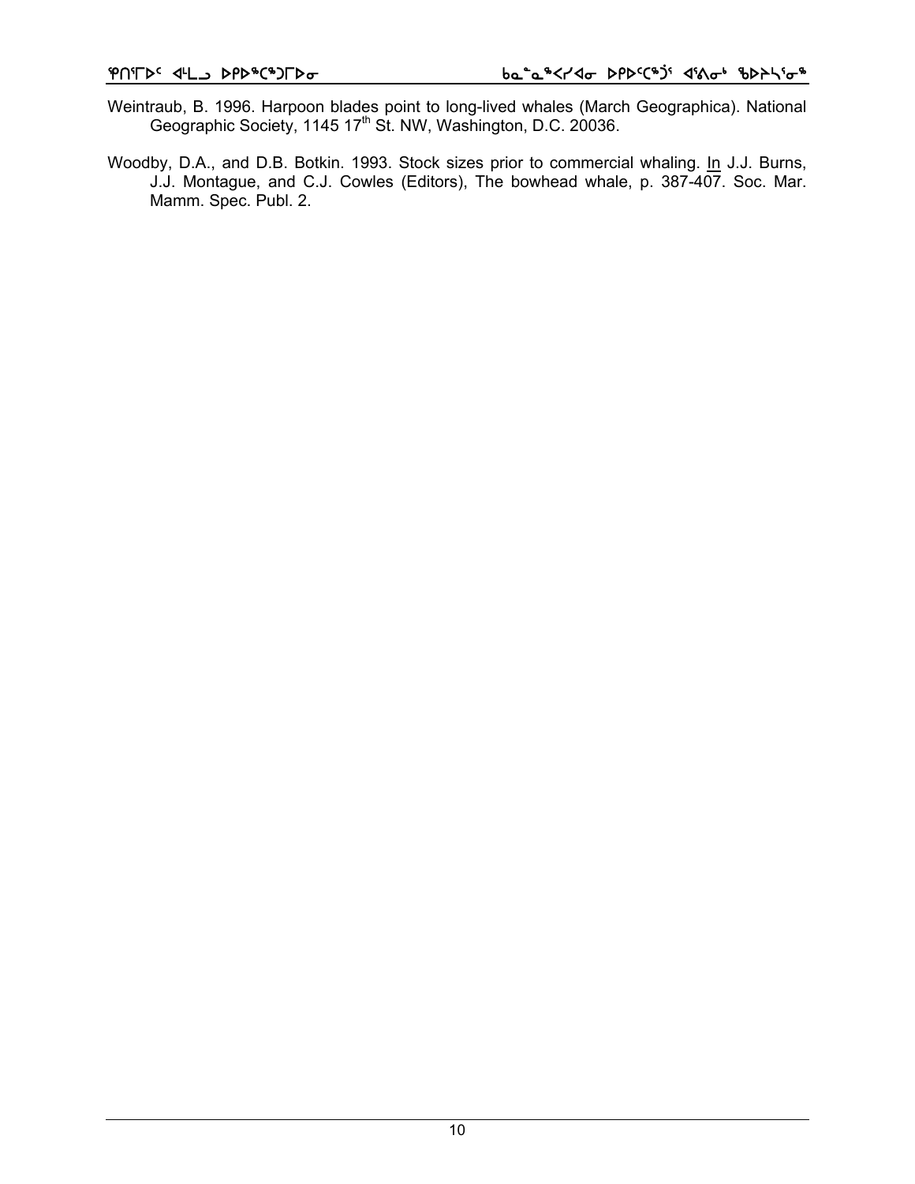Weintraub, B. 1996. Harpoon blades point to long-lived whales (March Geographica). National Geographic Society, 1145 17th St. NW, Washington, D.C. 20036.

Woodby, D.A., and D.B. Botkin. 1993. Stock sizes prior to commercial whaling. In J.J. Burns, J.J. Montague, and C.J. Cowles (Editors), The bowhead whale, p. 387-407. Soc. Mar. Mamm. Spec. Publ. 2.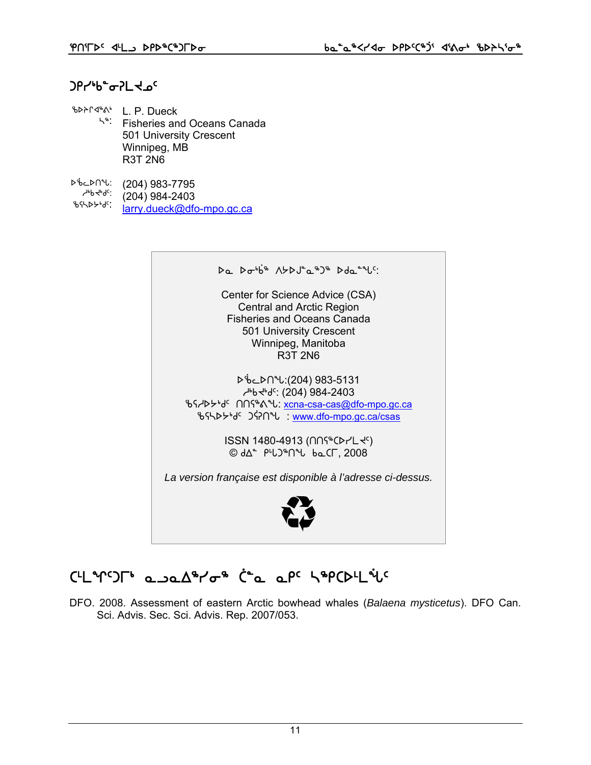## ᑐᑭᓯᒃᑲᓐᓂᕈᒪᔪᓄᑦ

ᖃᐅᔨᒋᐊᖅᐱᑉ ᓴᖅ: L. P. Dueck
Fisheries and Oceans Canada
501 University Crescent
Winnipeg, MB
R3T 2N6

ᐅᖄᓚᐅᑎᖓ: (204) 983-7795
ᓱᒃᑲᒃᑯᑦ: (204) 984-2403
ᖃᕋᓴᐅᔭᒃᑯᑦ: larry.dueck@dfo-mpo.gc.ca

ᐅᓇ ᐅᓂᒃᑳᖅ ᐱᔭᐅᒍᓐᓇᖅᑐᖅ ᐅᑯᓇᙵᑦ:

Center for Science Advice (CSA)
Central and Arctic Region
Fisheries and Oceans Canada
501 University Crescent
Winnipeg, Manitoba
R3T 2N6

ᐅᖄᓚᐅᑎᖓ:(204) 983-5131
ᓱᒃᑲᒃᑯᑦ: (204) 984-2403
ᖃᕋᓴᐅᔭᒃᑯᑦ ᑎᑎᕋᖅᐱᖓ: xcna-csa-cas@dfo-mpo.gc.ca
ᖃᕋᓴᐅᔭᒃᑯᑦ ᑐᕌᑎᖓ : www.dfo-mpo.gc.ca/csas

ISSN 1480-4913 (ᑎᑎᕋᖅᑕᐅᓯᒪᔪᑦ)
© ᑯᐃᓐ ᑭᒡᓗᖅᑎᖓ ᑲᓇᑕᒥ, 2008

*La version française est disponible à l'adresse ci-dessus.*

## ᑕᒪᑦᓱᑦᑐᒥᒃ ᓇᓗᓇᐃᖅᓯᓂᖅ ᑖᓐᓇ ᓇᑭᑦ ᓴᖅᑭᑕᐅᒻᒪᖔᑦ

DFO. 2008. Assessment of eastern Arctic bowhead whales (*Balaena mysticetus*). DFO Can. Sci. Advis. Sec. Sci. Advis. Rep. 2007/053.